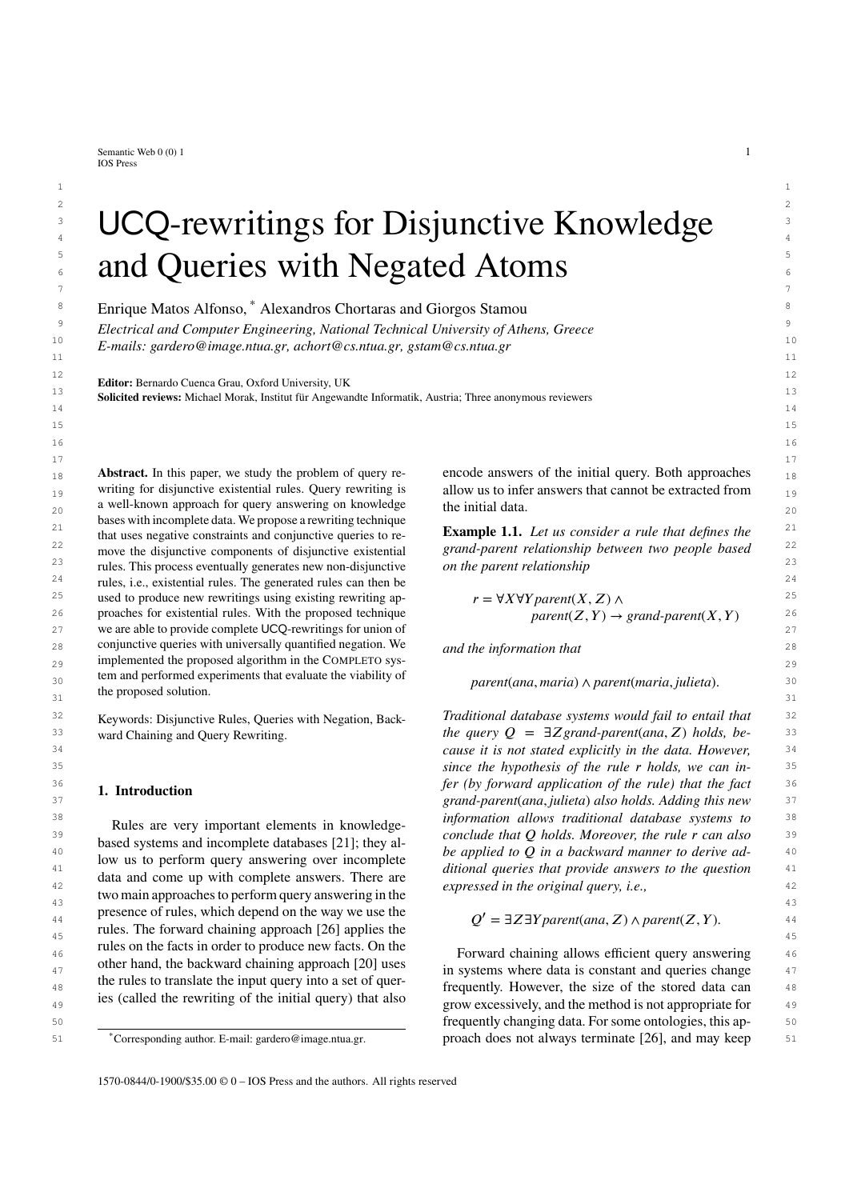# UCQ-rewritings for Disjunctive Knowledge and Queries with Negated Atoms

Enrique Matos Alfonso, * Alexandros Chortaras and Giorgos Stamou

*Electrical and Computer Engineering, National Technical University of Athens, Greece*
*E-mails: gardero@image.ntua.gr, achort@cs.ntua.gr, gstam@cs.ntua.gr*

**Editor:** Bernardo Cuenca Grau, Oxford University, UK
**Solicited reviews:** Michael Morak, Institut für Angewandte Informatik, Austria; Three anonymous reviewers

**Abstract.** In this paper, we study the problem of query rewriting for disjunctive existential rules. Query rewriting is a well-known approach for query answering on knowledge bases with incomplete data. We propose a rewriting technique that uses negative constraints and conjunctive queries to remove the disjunctive components of disjunctive existential rules. This process eventually generates new non-disjunctive rules, i.e., existential rules. The generated rules can then be used to produce new rewritings using existing rewriting approaches for existential rules. With the proposed technique we are able to provide complete UCQ-rewritings for union of conjunctive queries with universally quantified negation. We implemented the proposed algorithm in the COMPLETO system and performed experiments that evaluate the viability of the proposed solution.

Keywords: Disjunctive Rules, Queries with Negation, Backward Chaining and Query Rewriting.

## 1. Introduction

Rules are very important elements in knowledge-based systems and incomplete databases [21]; they allow us to perform query answering over incomplete data and come up with complete answers. There are two main approaches to perform query answering in the presence of rules, which depend on the way we use the rules. The forward chaining approach [26] applies the rules on the facts in order to produce new facts. On the other hand, the backward chaining approach [20] uses the rules to translate the input query into a set of queries (called the rewriting of the initial query) that also encode answers of the initial query. Both approaches allow us to infer answers that cannot be extracted from the initial data.

**Example 1.1.** *Let us consider a rule that defines the grand-parent relationship between two people based on the parent relationship*

$$r = \forall X \forall Y \, parent(X, Z) \wedge parent(Z, Y) \rightarrow grand\text{-}parent(X, Y)$$

*and the information that*

$$parent(ana, maria) \wedge parent(maria, julieta).$$

*Traditional database systems would fail to entail that the query $Q = \exists Z \, grand\text{-}parent(ana, Z)$ holds, because it is not stated explicitly in the data. However, since the hypothesis of the rule $r$ holds, we can infer (by forward application of the rule) that the fact $grand\text{-}parent(ana, julieta)$ also holds. Adding this new information allows traditional database systems to conclude that $Q$ holds. Moreover, the rule $r$ can also be applied to $Q$ in a backward manner to derive additional queries that provide answers to the question expressed in the original query, i.e.,*

$$Q' = \exists Z \exists Y \, parent(ana, Z) \wedge parent(Z, Y).$$

Forward chaining allows efficient query answering in systems where data is constant and queries change frequently. However, the size of the stored data can grow excessively, and the method is not appropriate for frequently changing data. For some ontologies, this approach does not always terminate [26], and may keep

*Corresponding author. E-mail: gardero@image.ntua.gr.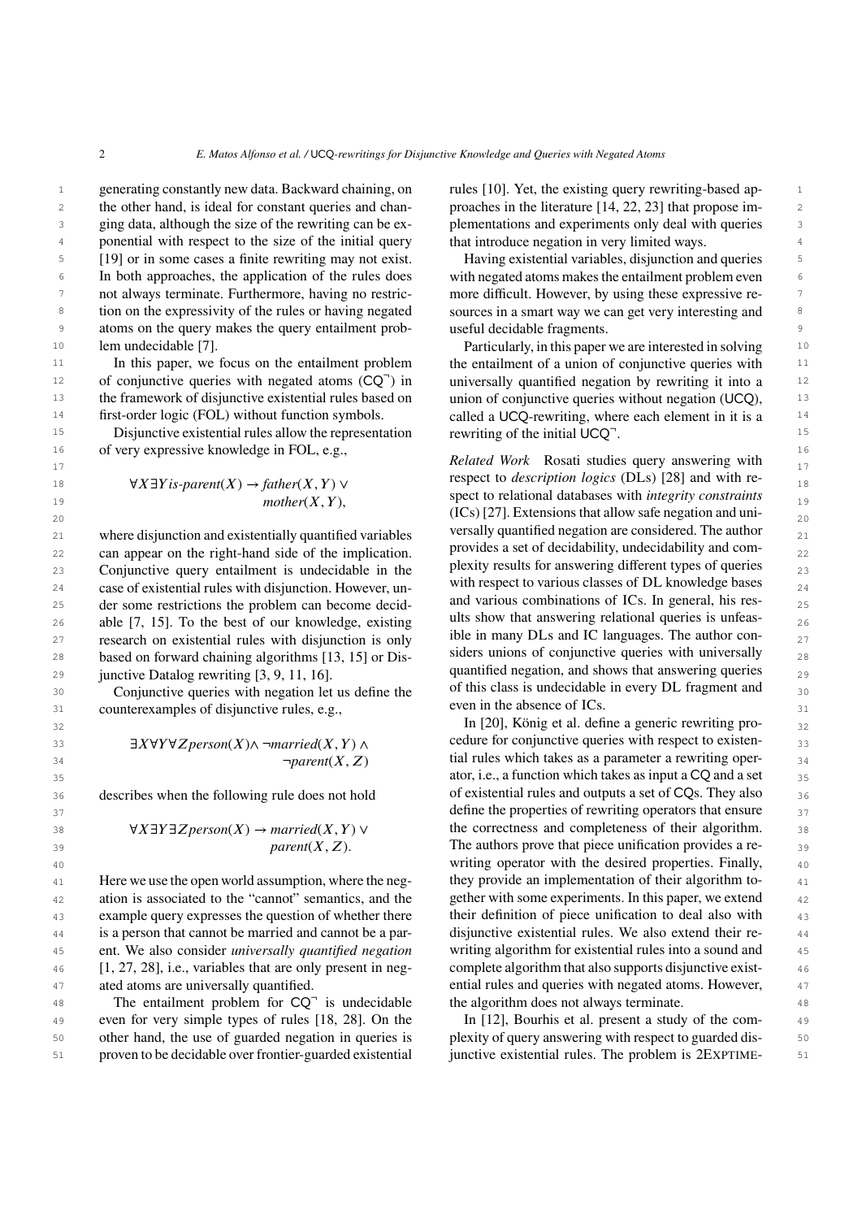generating constantly new data. Backward chaining, on the other hand, is ideal for constant queries and changing data, although the size of the rewriting can be exponential with respect to the size of the initial query [19] or in some cases a finite rewriting may not exist. In both approaches, the application of the rules does not always terminate. Furthermore, having no restriction on the expressivity of the rules or having negated atoms on the query makes the query entailment problem undecidable [7].

In this paper, we focus on the entailment problem of conjunctive queries with negated atoms ($\mathsf{CQ}^{\neg}$) in the framework of disjunctive existential rules based on first-order logic (FOL) without function symbols.

Disjunctive existential rules allow the representation of very expressive knowledge in FOL, e.g.,

$$\forall X \exists Y \, \textit{is-parent}(X) \rightarrow \textit{father}(X, Y) \vee \textit{mother}(X, Y),$$

where disjunction and existentially quantified variables can appear on the right-hand side of the implication. Conjunctive query entailment is undecidable in the case of existential rules with disjunction. However, under some restrictions the problem can become decidable [7, 15]. To the best of our knowledge, existing research on existential rules with disjunction is only based on forward chaining algorithms [13, 15] or Disjunctive Datalog rewriting [3, 9, 11, 16].

Conjunctive queries with negation let us define the counterexamples of disjunctive rules, e.g.,

$$\exists X \forall Y \forall Z \, \textit{person}(X) \wedge \neg \textit{married}(X, Y) \wedge \neg \textit{parent}(X, Z)$$

describes when the following rule does not hold

$$\forall X \exists Y \exists Z \, \textit{person}(X) \rightarrow \textit{married}(X, Y) \vee \textit{parent}(X, Z).$$

Here we use the open world assumption, where the negation is associated to the "cannot" semantics, and the example query expresses the question of whether there is a person that cannot be married and cannot be a parent. We also consider *universally quantified negation* [1, 27, 28], i.e., variables that are only present in negated atoms are universally quantified.

The entailment problem for $\mathsf{CQ}^{\neg}$ is undecidable even for very simple types of rules [18, 28]. On the other hand, the use of guarded negation in queries is proven to be decidable over frontier-guarded existential rules [10]. Yet, the existing query rewriting-based approaches in the literature [14, 22, 23] that propose implementations and experiments only deal with queries that introduce negation in very limited ways.

Having existential variables, disjunction and queries with negated atoms makes the entailment problem even more difficult. However, by using these expressive resources in a smart way we can get very interesting and useful decidable fragments.

Particularly, in this paper we are interested in solving the entailment of a union of conjunctive queries with universally quantified negation by rewriting it into a union of conjunctive queries without negation ($\mathsf{UCQ}$), called a $\mathsf{UCQ}$-rewriting, where each element in it is a rewriting of the initial $\mathsf{UCQ}^{\neg}$.

*Related Work* Rosati studies query answering with respect to *description logics* (DLs) [28] and with respect to relational databases with *integrity constraints* (ICs) [27]. Extensions that allow safe negation and universally quantified negation are considered. The author provides a set of decidability, undecidability and complexity results for answering different types of queries with respect to various classes of DL knowledge bases and various combinations of ICs. In general, his results show that answering relational queries is unfeasible in many DLs and IC languages. The author considers unions of conjunctive queries with universally quantified negation, and shows that answering queries of this class is undecidable in every DL fragment and even in the absence of ICs.

In [20], König et al. define a generic rewriting procedure for conjunctive queries with respect to existential rules which takes as a parameter a rewriting operator, i.e., a function which takes as input a $\mathsf{CQ}$ and a set of existential rules and outputs a set of $\mathsf{CQ}$s. They also define the properties of rewriting operators that ensure the correctness and completeness of their algorithm. The authors prove that piece unification provides a rewriting operator with the desired properties. Finally, they provide an implementation of their algorithm together with some experiments. In this paper, we extend their definition of piece unification to deal also with disjunctive existential rules. We also extend their rewriting algorithm for existential rules into a sound and complete algorithm that also supports disjunctive existential rules and queries with negated atoms. However, the algorithm does not always terminate.

In [12], Bourhis et al. present a study of the complexity of query answering with respect to guarded disjunctive existential rules. The problem is 2EXPTIME-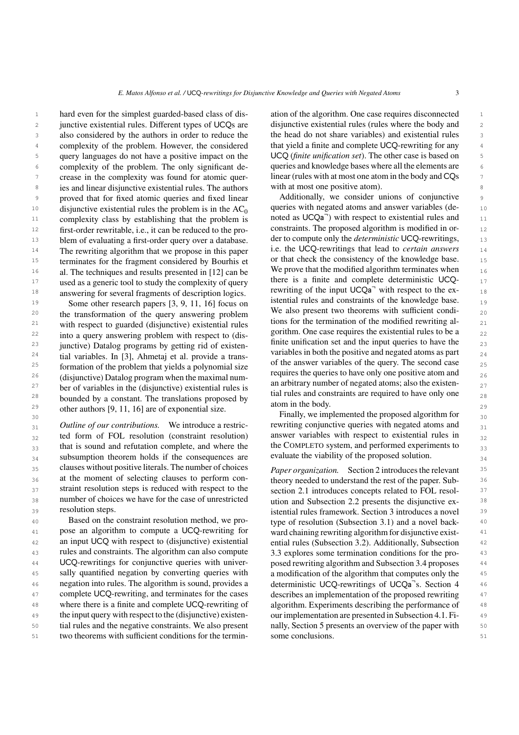hard even for the simplest guarded-based class of disjunctive existential rules. Different types of UCQs are also considered by the authors in order to reduce the complexity of the problem. However, the considered query languages do not have a positive impact on the complexity of the problem. The only significant decrease in the complexity was found for atomic queries and linear disjunctive existential rules. The authors proved that for fixed atomic queries and fixed linear disjunctive existential rules the problem is in the $AC_0$ complexity class by establishing that the problem is first-order rewritable, i.e., it can be reduced to the problem of evaluating a first-order query over a database. The rewriting algorithm that we propose in this paper terminates for the fragment considered by Bourhis et al. The techniques and results presented in [12] can be used as a generic tool to study the complexity of query answering for several fragments of description logics.

Some other research papers [3, 9, 11, 16] focus on the transformation of the query answering problem with respect to guarded (disjunctive) existential rules into a query answering problem with respect to (disjunctive) Datalog programs by getting rid of existential variables. In [3], Ahmetaj et al. provide a transformation of the problem that yields a polynomial size (disjunctive) Datalog program when the maximal number of variables in the (disjunctive) existential rules is bounded by a constant. The translations proposed by other authors [9, 11, 16] are of exponential size.

*Outline of our contributions.* We introduce a restricted form of FOL resolution (constraint resolution) that is sound and refutation complete, and where the subsumption theorem holds if the consequences are clauses without positive literals. The number of choices at the moment of selecting clauses to perform constraint resolution steps is reduced with respect to the number of choices we have for the case of unrestricted resolution steps.

Based on the constraint resolution method, we propose an algorithm to compute a UCQ-rewriting for an input UCQ with respect to (disjunctive) existential rules and constraints. The algorithm can also compute UCQ-rewritings for conjunctive queries with universally quantified negation by converting queries with negation into rules. The algorithm is sound, provides a complete UCQ-rewriting, and terminates for the cases where there is a finite and complete UCQ-rewriting of the input query with respect to the (disjunctive) existential rules and the negative constraints. We also present two theorems with sufficient conditions for the termination of the algorithm. One case requires disconnected disjunctive existential rules (rules where the body and the head do not share variables) and existential rules that yield a finite and complete UCQ-rewriting for any UCQ (*finite unification set*). The other case is based on queries and knowledge bases where all the elements are linear (rules with at most one atom in the body and CQs with at most one positive atom).

Additionally, we consider unions of conjunctive queries with negated atoms and answer variables (denoted as $\mathsf{UCQa}^{\neg}$) with respect to existential rules and constraints. The proposed algorithm is modified in order to compute only the *deterministic* UCQ-rewritings, i.e. the UCQ-rewritings that lead to *certain answers* or that check the consistency of the knowledge base. We prove that the modified algorithm terminates when there is a finite and complete deterministic UCQ-rewriting of the input $\mathsf{UCQa}^{\neg}$ with respect to the existential rules and constraints of the knowledge base. We also present two theorems with sufficient conditions for the termination of the modified rewriting algorithm. One case requires the existential rules to be a finite unification set and the input queries to have the variables in both the positive and negated atoms as part of the answer variables of the query. The second case requires the queries to have only one positive atom and an arbitrary number of negated atoms; also the existential rules and constraints are required to have only one atom in the body.

Finally, we implemented the proposed algorithm for rewriting conjunctive queries with negated atoms and answer variables with respect to existential rules in the COMPLETO system, and performed experiments to evaluate the viability of the proposed solution.

*Paper organization.* Section 2 introduces the relevant theory needed to understand the rest of the paper. Subsection 2.1 introduces concepts related to FOL resolution and Subsection 2.2 presents the disjunctive existential rules framework. Section 3 introduces a novel type of resolution (Subsection 3.1) and a novel backward chaining rewriting algorithm for disjunctive existential rules (Subsection 3.2). Additionally, Subsection 3.3 explores some termination conditions for the proposed rewriting algorithm and Subsection 3.4 proposes a modification of the algorithm that computes only the deterministic UCQ-rewritings of $\mathsf{UCQa}^{\neg}$s. Section 4 describes an implementation of the proposed rewriting algorithm. Experiments describing the performance of our implementation are presented in Subsection 4.1. Finally, Section 5 presents an overview of the paper with some conclusions.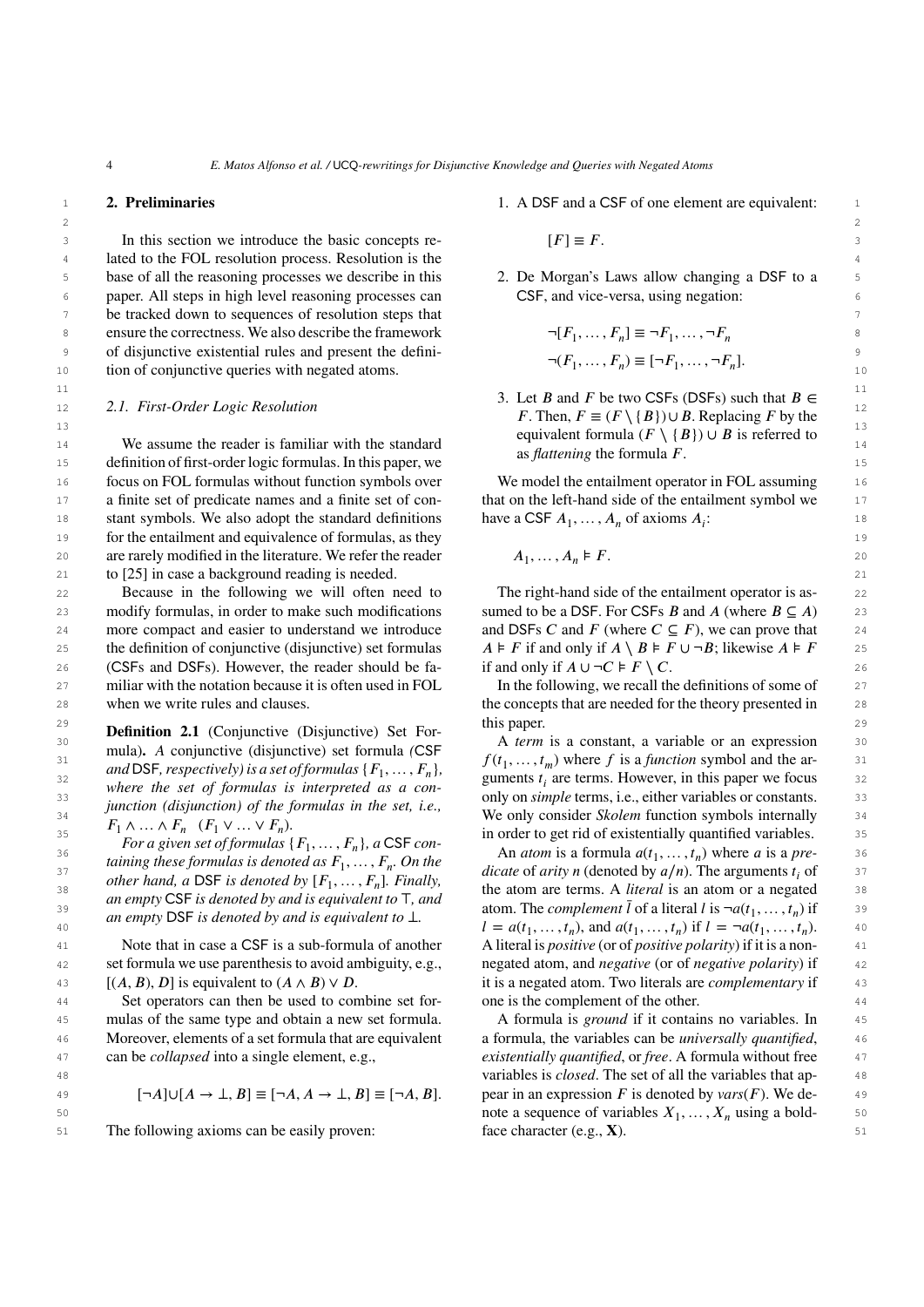## 2. Preliminaries

In this section we introduce the basic concepts related to the FOL resolution process. Resolution is the base of all the reasoning processes we describe in this paper. All steps in high level reasoning processes can be tracked down to sequences of resolution steps that ensure the correctness. We also describe the framework of disjunctive existential rules and present the definition of conjunctive queries with negated atoms.

### 2.1. First-Order Logic Resolution

We assume the reader is familiar with the standard definition of first-order logic formulas. In this paper, we focus on FOL formulas without function symbols over a finite set of predicate names and a finite set of constant symbols. We also adopt the standard definitions for the entailment and equivalence of formulas, as they are rarely modified in the literature. We refer the reader to [25] in case a background reading is needed.

Because in the following we will often need to modify formulas, in order to make such modifications more compact and easier to understand we introduce the definition of conjunctive (disjunctive) set formulas (CSFs and DSFs). However, the reader should be familiar with the notation because it is often used in FOL when we write rules and clauses.

**Definition 2.1** (Conjunctive (Disjunctive) Set Formula)**.** *A conjunctive (disjunctive) set formula (*CSF *and* DSF*, respectively) is a set of formulas $\{F_1, \dots, F_n\}$, where the set of formulas is interpreted as a conjunction (disjunction) of the formulas in the set, i.e., $F_1 \wedge \ldots \wedge F_n$ $(F_1 \vee \ldots \vee F_n)$.*

*For a given set of formulas $\{F_1, \dots, F_n\}$, a* CSF *containing these formulas is denoted as $F_1, \dots, F_n$. On the other hand, a* DSF *is denoted by $[F_1, \dots, F_n]$. Finally, an empty* CSF *is denoted by and is equivalent to $\top$, and an empty* DSF *is denoted by and is equivalent to $\bot$.*

Note that in case a CSF is a sub-formula of another set formula we use parenthesis to avoid ambiguity, e.g., $[(A, B), D]$ is equivalent to $(A \wedge B) \vee D$.

Set operators can then be used to combine set formulas of the same type and obtain a new set formula. Moreover, elements of a set formula that are equivalent can be *collapsed* into a single element, e.g.,

$$[\neg A] \cup [A \to \bot, B] \equiv [\neg A, A \to \bot, B] \equiv [\neg A, B].$$

The following axioms can be easily proven:

1. A DSF and a CSF of one element are equivalent:

$$[F] \equiv F.$$

2. De Morgan's Laws allow changing a DSF to a CSF, and vice-versa, using negation:

$$\neg[F_1, \dots, F_n] \equiv \neg F_1, \dots, \neg F_n$$
$$\neg(F_1, \dots, F_n) \equiv [\neg F_1, \dots, \neg F_n].$$

3. Let $B$ and $F$ be two CSFs (DSFs) such that $B \in F$. Then, $F \equiv (F \setminus \{B\}) \cup B$. Replacing $F$ by the equivalent formula $(F \setminus \{B\}) \cup B$ is referred to as *flattening* the formula $F$.

We model the entailment operator in FOL assuming that on the left-hand side of the entailment symbol we have a CSF $A_1, \dots, A_n$ of axioms $A_i$:

$$A_1, \dots, A_n \vDash F.$$

The right-hand side of the entailment operator is assumed to be a DSF. For CSFs $B$ and $A$ (where $B \subseteq A$) and DSFs $C$ and $F$ (where $C \subseteq F$), we can prove that $A \vDash F$ if and only if $A \setminus B \vDash F \cup \neg B$; likewise $A \vDash F$ if and only if $A \cup \neg C \vDash F \setminus C$.

In the following, we recall the definitions of some of the concepts that are needed for the theory presented in this paper.

A *term* is a constant, a variable or an expression $f(t_1, \dots, t_m)$ where $f$ is a *function* symbol and the arguments $t_i$ are terms. However, in this paper we focus only on *simple* terms, i.e., either variables or constants. We only consider *Skolem* function symbols internally in order to get rid of existentially quantified variables.

An *atom* is a formula $a(t_1, \dots, t_n)$ where $a$ is a *predicate* of *arity* $n$ (denoted by $a/n$). The arguments $t_i$ of the atom are terms. A *literal* is an atom or a negated atom. The *complement* $\bar{l}$ of a literal $l$ is $\neg a(t_1, \dots, t_n)$ if $l = a(t_1, \dots, t_n)$, and $a(t_1, \dots, t_n)$ if $l = \neg a(t_1, \dots, t_n)$. A literal is *positive* (or of *positive polarity*) if it is a non-negated atom, and *negative* (or of *negative polarity*) if it is a negated atom. Two literals are *complementary* if one is the complement of the other.

A formula is *ground* if it contains no variables. In a formula, the variables can be *universally quantified*, *existentially quantified*, or *free*. A formula without free variables is *closed*. The set of all the variables that appear in an expression $F$ is denoted by $vars(F)$. We denote a sequence of variables $X_1, \dots, X_n$ using a boldface character (e.g., $\mathbf{X}$).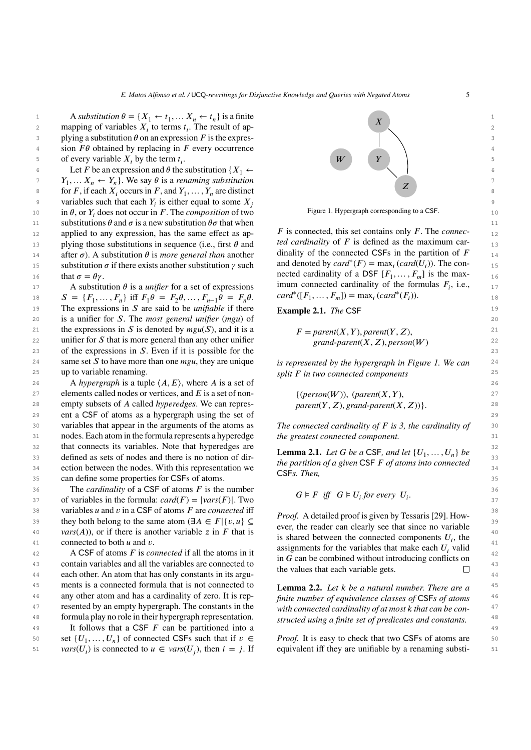A *substitution* $\theta = \{X_1 \leftarrow t_1, \ldots X_n \leftarrow t_n\}$ is a finite mapping of variables $X_i$ to terms $t_i$. The result of applying a substitution $\theta$ on an expression $F$ is the expression $F\theta$ obtained by replacing in $F$ every occurrence of every variable $X_i$ by the term $t_i$.

Let $F$ be an expression and $\theta$ the substitution $\{X_1 \leftarrow Y_1, \ldots X_n \leftarrow Y_n\}$. We say $\theta$ is a *renaming substitution* for $F$, if each $X_i$ occurs in $F$, and $Y_1, \ldots, Y_n$ are distinct variables such that each $Y_i$ is either equal to some $X_j$ in $\theta$, or $Y_i$ does not occur in $F$. The *composition* of two substitutions $\theta$ and $\sigma$ is a new substitution $\theta\sigma$ that when applied to any expression, has the same effect as applying those substitutions in sequence (i.e., first $\theta$ and after $\sigma$). A substitution $\theta$ is *more general than* another substitution $\sigma$ if there exists another substitution $\gamma$ such that $\sigma = \theta\gamma$.

A substitution $\theta$ is a *unifier* for a set of expressions $S = \{F_1, \ldots, F_n\}$ iff $F_1\theta = F_2\theta, \ldots, F_{n-1}\theta = F_n\theta$. The expressions in $S$ are said to be *unifiable* if there is a unifier for $S$. The *most general unifier* (*mgu*) of the expressions in $S$ is denoted by $mgu(S)$, and it is a unifier for $S$ that is more general than any other unifier of the expressions in $S$. Even if it is possible for the same set $S$ to have more than one *mgu*, they are unique up to variable renaming.

A *hypergraph* is a tuple $\langle A, E\rangle$, where $A$ is a set of elements called nodes or vertices, and $E$ is a set of non-empty subsets of $A$ called *hyperedges*. We can represent a CSF of atoms as a hypergraph using the set of variables that appear in the arguments of the atoms as nodes. Each atom in the formula represents a hyperedge that connects its variables. Note that hyperedges are defined as sets of nodes and there is no notion of direction between the nodes. With this representation we can define some properties for CSFs of atoms.

The *cardinality* of a CSF of atoms $F$ is the number of variables in the formula: $card(F) = |vars(F)|$. Two variables $u$ and $v$ in a CSF of atoms $F$ are *connected* iff they both belong to the same atom ($\exists A \in F | \{v, u\} \subseteq vars(A)$), or if there is another variable $z$ in $F$ that is connected to both $u$ and $v$.

A CSF of atoms $F$ is *connected* if all the atoms in it contain variables and all the variables are connected to each other. An atom that has only constants in its arguments is a connected formula that is not connected to any other atom and has a cardinality of zero. It is represented by an empty hypergraph. The constants in the formula play no role in their hypergraph representation.

It follows that a CSF $F$ can be partitioned into a set $\{U_1, \ldots, U_n\}$ of connected CSFs such that if $v \in vars(U_i)$ is connected to $u \in vars(U_j)$, then $i = j$. If $F$ is connected, this set contains only $F$. The *connected cardinality* of $F$ is defined as the maximum cardinality of the connected CSFs in the partition of $F$ and denoted by $card^*(F) = \max_i(card(U_i))$. The connected cardinality of a DSF $[F_1, \ldots, F_m]$ is the maximum connected cardinality of the formulas $F_i$, i.e., $card^*([F_1, \ldots, F_m]) = \max_i(card^*(F_i))$.

Figure 1. Hypergraph corresponding to a CSF.

**Example 2.1.** *The* CSF

$$F = parent(X, Y), parent(Y, Z),\\ grand\text{-}parent(X, Z), person(W)$$

*is represented by the hypergraph in Figure 1. We can split $F$ in two connected components*

$$\{(person(W)),\ (parent(X, Y),\\ parent(Y, Z), grand\text{-}parent(X, Z))\}.$$

*The connected cardinality of $F$ is 3, the cardinality of the greatest connected component.*

**Lemma 2.1.** *Let $G$ be a* CSF*, and let $\{U_1, \ldots, U_n\}$ be the partition of a given* CSF *$F$ of atoms into connected* CSF*s. Then,*

$$G \vDash F \quad \textit{iff} \quad G \vDash U_i \textit{ for every } U_i.$$

*Proof.* A detailed proof is given by Tessaris [29]. However, the reader can clearly see that since no variable is shared between the connected components $U_i$, the assignments for the variables that make each $U_i$ valid in $G$ can be combined without introducing conflicts on the values that each variable gets. □

**Lemma 2.2.** *Let $k$ be a natural number. There are a finite number of equivalence classes of* CSF*s of atoms with connected cardinality of at most $k$ that can be constructed using a finite set of predicates and constants.*

*Proof.* It is easy to check that two CSFs of atoms are equivalent iff they are unifiable by a renaming substi-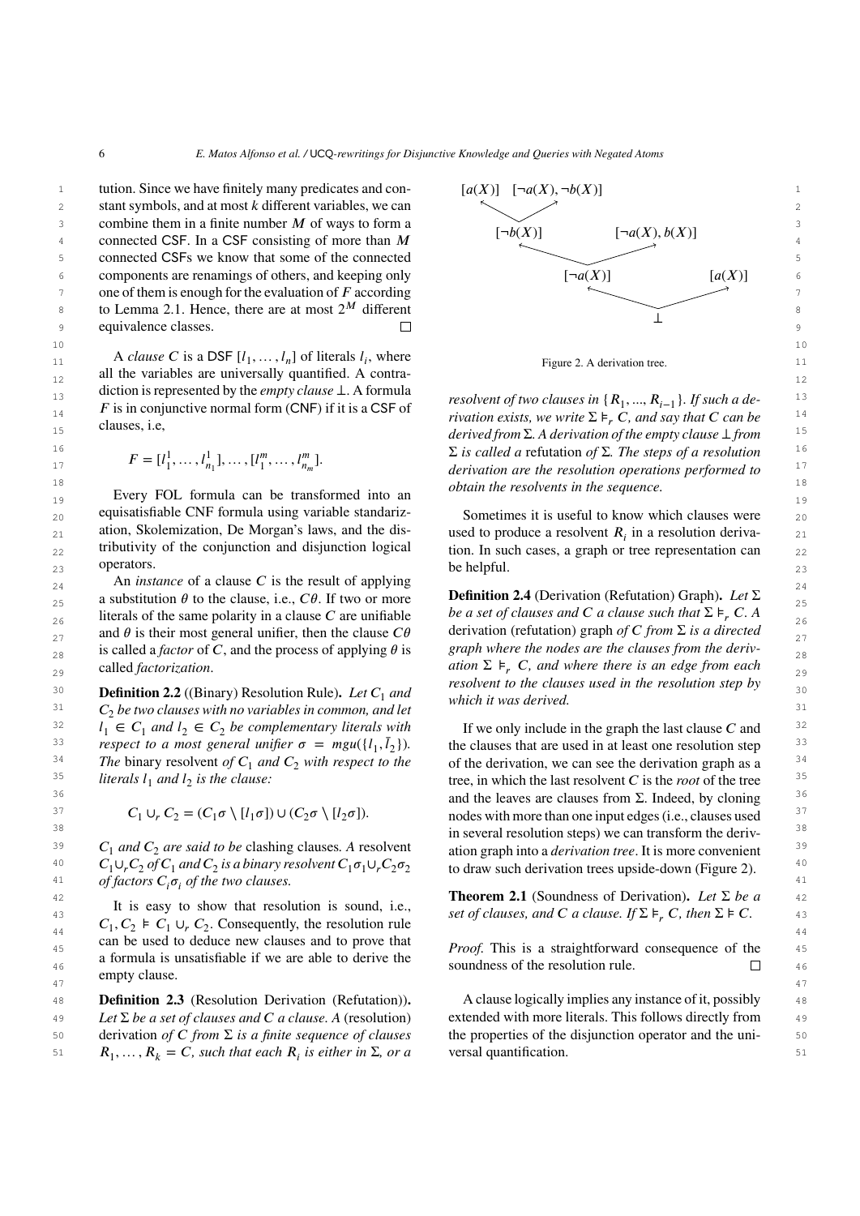tution. Since we have finitely many predicates and constant symbols, and at most $k$ different variables, we can combine them in a finite number $M$ of ways to form a connected CSF. In a CSF consisting of more than $M$ connected CSFs we know that some of the connected components are renamings of others, and keeping only one of them is enough for the evaluation of $F$ according to Lemma 2.1. Hence, there are at most $2^M$ different equivalence classes. □

A *clause* $C$ is a DSF $[l_1, \ldots, l_n]$ of literals $l_i$, where all the variables are universally quantified. A contradiction is represented by the *empty clause* $\bot$. A formula $F$ is in conjunctive normal form (CNF) if it is a CSF of clauses, i.e,

$$F = [l_1^1, \ldots, l_{n_1}^1], \ldots, [l_1^m, \ldots, l_{n_m}^m].$$

Every FOL formula can be transformed into an equisatisfiable CNF formula using variable standarization, Skolemization, De Morgan's laws, and the distributivity of the conjunction and disjunction logical operators.

An *instance* of a clause $C$ is the result of applying a substitution $\theta$ to the clause, i.e., $C\theta$. If two or more literals of the same polarity in a clause $C$ are unifiable and $\theta$ is their most general unifier, then the clause $C\theta$ is called a *factor* of $C$, and the process of applying $\theta$ is called *factorization*.

**Definition 2.2** ((Binary) Resolution Rule)**.** *Let $C_1$ and $C_2$ be two clauses with no variables in common, and let $l_1 \in C_1$ and $l_2 \in C_2$ be complementary literals with respect to a most general unifier $\sigma = mgu(\{l_1, \bar{l}_2\})$. The* binary resolvent *of $C_1$ and $C_2$ with respect to the literals $l_1$ and $l_2$ is the clause:*

$$C_1 \cup_r C_2 = (C_1\sigma \setminus [l_1\sigma]) \cup (C_2\sigma \setminus [l_2\sigma]).$$

*$C_1$ and $C_2$ are said to be* clashing clauses*. A* resolvent *$C_1 \cup_r C_2$ of $C_1$ and $C_2$ is a binary resolvent $C_1\sigma_1 \cup_r C_2\sigma_2$ of factors $C_i\sigma_i$ of the two clauses.*

It is easy to show that resolution is sound, i.e., $C_1, C_2 \vDash C_1 \cup_r C_2$. Consequently, the resolution rule can be used to deduce new clauses and to prove that a formula is unsatisfiable if we are able to derive the empty clause.

**Definition 2.3** (Resolution Derivation (Refutation))**.** *Let $\Sigma$ be a set of clauses and $C$ a clause. A* (resolution) derivation *of $C$ from $\Sigma$ is a finite sequence of clauses $R_1, \ldots, R_k = C$, such that each $R_i$ is either in $\Sigma$, or a resolvent of two clauses in $\{R_1, ..., R_{i-1}\}$. If such a derivation exists, we write $\Sigma \vDash_r C$, and say that $C$ can be derived from $\Sigma$. A derivation of the empty clause $\bot$ from $\Sigma$ is called a* refutation *of $\Sigma$. The steps of a resolution derivation are the resolution operations performed to obtain the resolvents in the sequence.*

Sometimes it is useful to know which clauses were used to produce a resolvent $R_i$ in a resolution derivation. In such cases, a graph or tree representation can be helpful.

**Definition 2.4** (Derivation (Refutation) Graph)**.** *Let $\Sigma$ be a set of clauses and $C$ a clause such that $\Sigma \vDash_r C$. A* derivation (refutation) graph *of $C$ from $\Sigma$ is a directed graph where the nodes are the clauses from the derivation $\Sigma \vDash_r C$, and where there is an edge from each resolvent to the clauses used in the resolution step by which it was derived.*

If we only include in the graph the last clause $C$ and the clauses that are used in at least one resolution step of the derivation, we can see the derivation graph as a tree, in which the last resolvent $C$ is the *root* of the tree and the leaves are clauses from $\Sigma$. Indeed, by cloning nodes with more than one input edges (i.e., clauses used in several resolution steps) we can transform the derivation graph into a *derivation tree*. It is more convenient to draw such derivation trees upside-down (Figure 2).

```
[a(X)]   [¬a(X), ¬b(X)]
     \     /
    [¬b(X)]        [¬a(X), b(X)]
          \          /
           [¬a(X)]          [a(X)]
                 \          /
                      ⊥
```

Figure 2. A derivation tree.

**Theorem 2.1** (Soundness of Derivation)**.** *Let $\Sigma$ be a set of clauses, and $C$ a clause. If $\Sigma \vDash_r C$, then $\Sigma \vDash C$.*

*Proof.* This is a straightforward consequence of the soundness of the resolution rule. □

A clause logically implies any instance of it, possibly extended with more literals. This follows directly from the properties of the disjunction operator and the universal quantification.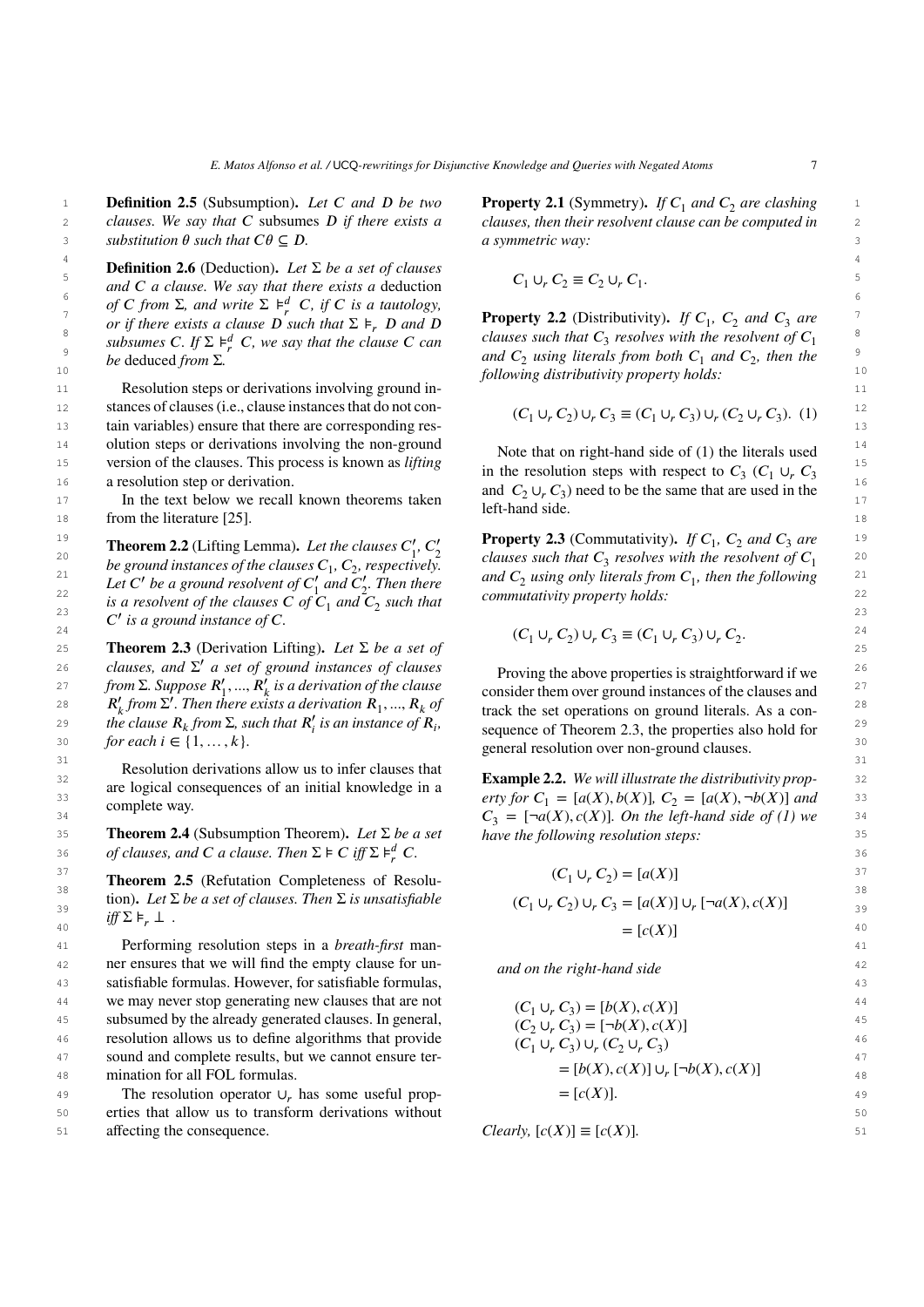**Definition 2.5** (Subsumption)**.** *Let $C$ and $D$ be two clauses. We say that $C$ subsumes $D$ if there exists a substitution $\theta$ such that $C\theta \subseteq D$.*

**Definition 2.6** (Deduction)**.** *Let $\Sigma$ be a set of clauses and $C$ a clause. We say that there exists a* deduction *of $C$ from $\Sigma$, and write $\Sigma \vDash_r^d C$, if $C$ is a tautology, or if there exists a clause $D$ such that $\Sigma \vDash_r D$ and $D$ subsumes $C$. If $\Sigma \vDash_r^d C$, we say that the clause $C$ can be* deduced *from $\Sigma$.*

Resolution steps or derivations involving ground instances of clauses (i.e., clause instances that do not contain variables) ensure that there are corresponding resolution steps or derivations involving the non-ground version of the clauses. This process is known as *lifting* a resolution step or derivation.

In the text below we recall known theorems taken from the literature [25].

**Theorem 2.2** (Lifting Lemma)**.** *Let the clauses $C_1'$, $C_2'$ be ground instances of the clauses $C_1$, $C_2$, respectively. Let $C'$ be a ground resolvent of $C_1'$ and $C_2'$. Then there is a resolvent of the clauses $C$ of $C_1$ and $C_2$ such that $C'$ is a ground instance of $C$.*

**Theorem 2.3** (Derivation Lifting)**.** *Let $\Sigma$ be a set of clauses, and $\Sigma'$ a set of ground instances of clauses from $\Sigma$. Suppose $R_1', ..., R_k'$ is a derivation of the clause $R_k'$ from $\Sigma'$. Then there exists a derivation $R_1, ..., R_k$ of the clause $R_k$ from $\Sigma$, such that $R_i'$ is an instance of $R_i$, for each $i \in \{1, \ldots, k\}$.*

Resolution derivations allow us to infer clauses that are logical consequences of an initial knowledge in a complete way.

**Theorem 2.4** (Subsumption Theorem)**.** *Let $\Sigma$ be a set of clauses, and $C$ a clause. Then $\Sigma \vDash C$ iff $\Sigma \vDash_r^d C$.*

**Theorem 2.5** (Refutation Completeness of Resolution)**.** *Let $\Sigma$ be a set of clauses. Then $\Sigma$ is unsatisfiable iff $\Sigma \vDash_r \bot$ .*

Performing resolution steps in a *breath-first* manner ensures that we will find the empty clause for unsatisfiable formulas. However, for satisfiable formulas, we may never stop generating new clauses that are not subsumed by the already generated clauses. In general, resolution allows us to define algorithms that provide sound and complete results, but we cannot ensure termination for all FOL formulas.

The resolution operator $\cup_r$ has some useful properties that allow us to transform derivations without affecting the consequence.

**Property 2.1** (Symmetry)**.** *If $C_1$ and $C_2$ are clashing clauses, then their resolvent clause can be computed in a symmetric way:*

$$C_1 \cup_r C_2 \equiv C_2 \cup_r C_1.$$

**Property 2.2** (Distributivity)**.** *If $C_1$, $C_2$ and $C_3$ are clauses such that $C_3$ resolves with the resolvent of $C_1$ and $C_2$ using literals from both $C_1$ and $C_2$, then the following distributivity property holds:*

$$(C_1 \cup_r C_2) \cup_r C_3 \equiv (C_1 \cup_r C_3) \cup_r (C_2 \cup_r C_3). \quad (1)$$

Note that on right-hand side of (1) the literals used in the resolution steps with respect to $C_3$ ($C_1 \cup_r C_3$ and $C_2 \cup_r C_3$) need to be the same that are used in the left-hand side.

**Property 2.3** (Commutativity)**.** *If $C_1$, $C_2$ and $C_3$ are clauses such that $C_3$ resolves with the resolvent of $C_1$ and $C_2$ using only literals from $C_1$, then the following commutativity property holds:*

$$(C_1 \cup_r C_2) \cup_r C_3 \equiv (C_1 \cup_r C_3) \cup_r C_2.$$

Proving the above properties is straightforward if we consider them over ground instances of the clauses and track the set operations on ground literals. As a consequence of Theorem 2.3, the properties also hold for general resolution over non-ground clauses.

**Example 2.2.** *We will illustrate the distributivity property for $C_1 = [a(X), b(X)]$, $C_2 = [a(X), \neg b(X)]$ and $C_3 = [\neg a(X), c(X)]$. On the left-hand side of (1) we have the following resolution steps:*

$$(C_1 \cup_r C_2) = [a(X)]$$
$$(C_1 \cup_r C_2) \cup_r C_3 = [a(X)] \cup_r [\neg a(X), c(X)]$$
$$= [c(X)]$$

*and on the right-hand side*

$$(C_1 \cup_r C_3) = [b(X), c(X)]$$
$$(C_2 \cup_r C_3) = [\neg b(X), c(X)]$$
$$(C_1 \cup_r C_3) \cup_r (C_2 \cup_r C_3)$$
$$= [b(X), c(X)] \cup_r [\neg b(X), c(X)]$$
$$= [c(X)].$$

*Clearly, $[c(X)] \equiv [c(X)]$.*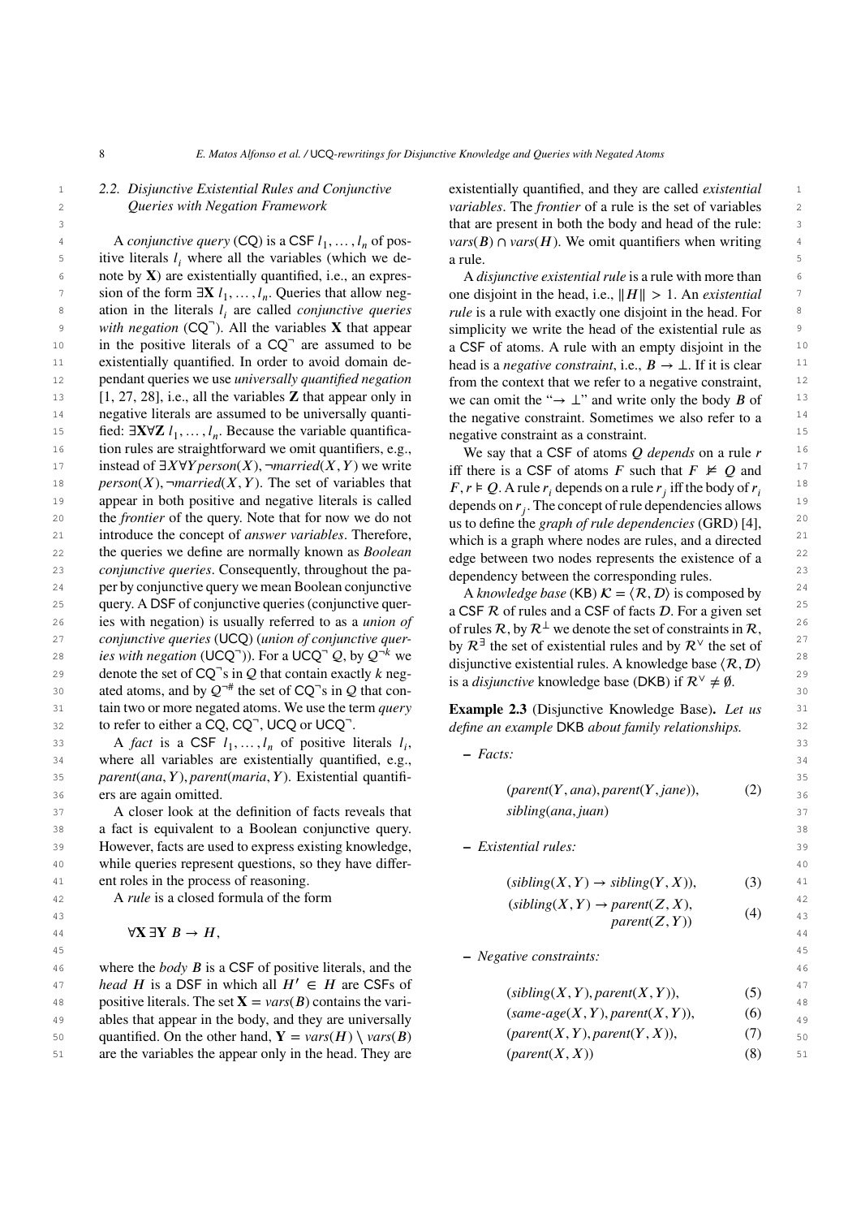### 2.2. Disjunctive Existential Rules and Conjunctive Queries with Negation Framework

A *conjunctive query* (CQ) is a CSF $l_1, \ldots, l_n$ of positive literals $l_i$ where all the variables (which we denote by $\mathbf{X}$) are existentially quantified, i.e., an expression of the form $\exists \mathbf{X}\, l_1, \ldots, l_n$. Queries that allow negation in the literals $l_i$ are called *conjunctive queries with negation* (CQ$^{\neg}$). All the variables $\mathbf{X}$ that appear in the positive literals of a CQ$^{\neg}$ are assumed to be existentially quantified. In order to avoid domain dependent queries we use *universally quantified negation* [1, 27, 28], i.e., all the variables $\mathbf{Z}$ that appear only in negative literals are assumed to be universally quantified: $\exists \mathbf{X} \forall \mathbf{Z}\, l_1, \ldots, l_n$. Because the variable quantification rules are straightforward we omit quantifiers, e.g., instead of $\exists X \forall Y\, person(X), \neg married(X, Y)$ we write $person(X), \neg married(X, Y)$. The set of variables that appear in both positive and negative literals is called the *frontier* of the query. Note that for now we do not introduce the concept of *answer variables*. Therefore, the queries we define are normally known as *Boolean conjunctive queries*. Consequently, throughout the paper by conjunctive query we mean Boolean conjunctive query. A DSF of conjunctive queries (conjunctive queries with negation) is usually referred to as a *union of conjunctive queries* (UCQ) (*union of conjunctive queries with negation* (UCQ$^{\neg}$)). For a UCQ$^{\neg}$ $Q$, by $Q^{\neg k}$ we denote the set of CQ$^{\neg}$s in $Q$ that contain exactly $k$ negated atoms, and by $Q^{\neg \#}$ the set of CQ$^{\neg}$s in $Q$ that contain two or more negated atoms. We use the term *query* to refer to either a CQ, CQ$^{\neg}$, UCQ or UCQ$^{\neg}$.

A *fact* is a CSF $l_1, \ldots, l_n$ of positive literals $l_i$, where all variables are existentially quantified, e.g., $parent(ana, Y), parent(maria, Y)$. Existential quantifiers are again omitted.

A closer look at the definition of facts reveals that a fact is equivalent to a Boolean conjunctive query. However, facts are used to express existing knowledge, while queries represent questions, so they have different roles in the process of reasoning.

A *rule* is a closed formula of the form

$$\forall \mathbf{X} \exists \mathbf{Y}\, B \rightarrow H,$$

where the *body* $B$ is a CSF of positive literals, and the *head* $H$ is a DSF in which all $H' \in H$ are CSFs of positive literals. The set $\mathbf{X} = vars(B)$ contains the variables that appear in the body, and they are universally quantified. On the other hand, $\mathbf{Y} = vars(H) \setminus vars(B)$ are the variables the appear only in the head. They are existentially quantified, and they are called *existential variables*. The *frontier* of a rule is the set of variables that are present in both the body and head of the rule: $vars(B) \cap vars(H)$. We omit quantifiers when writing a rule.

A *disjunctive existential rule* is a rule with more than one disjoint in the head, i.e., $\|H\| > 1$. An *existential rule* is a rule with exactly one disjoint in the head. For simplicity we write the head of the existential rule as a CSF of atoms. A rule with an empty disjoint in the head is a *negative constraint*, i.e., $B \rightarrow \bot$. If it is clear from the context that we refer to a negative constraint, we can omit the "$\rightarrow \bot$" and write only the body $B$ of the negative constraint. Sometimes we also refer to a negative constraint as a constraint.

We say that a CSF of atoms $Q$ *depends* on a rule $r$ iff there is a CSF of atoms $F$ such that $F \nvDash Q$ and $F, r \vDash Q$. A rule $r_i$ depends on a rule $r_j$ iff the body of $r_i$ depends on $r_j$. The concept of rule dependencies allows us to define the *graph of rule dependencies* (GRD) [4], which is a graph where nodes are rules, and a directed edge between two nodes represents the existence of a dependency between the corresponding rules.

A *knowledge base* (KB) $\mathcal{K} = \langle \mathcal{R}, \mathcal{D} \rangle$ is composed by a CSF $\mathcal{R}$ of rules and a CSF of facts $\mathcal{D}$. For a given set of rules $\mathcal{R}$, by $\mathcal{R}^{\bot}$ we denote the set of constraints in $\mathcal{R}$, by $\mathcal{R}^{\exists}$ the set of existential rules and by $\mathcal{R}^{\vee}$ the set of disjunctive existential rules. A knowledge base $\langle \mathcal{R}, \mathcal{D} \rangle$ is a *disjunctive* knowledge base (DKB) if $\mathcal{R}^{\vee} \neq \emptyset$.

**Example 2.3** (Disjunctive Knowledge Base)**.** *Let us define an example* DKB *about family relationships.*

– *Facts:*

$$(parent(Y, ana), parent(Y, jane)), \qquad (2)$$
$$sibling(ana, juan)$$

– *Existential rules:*

$$(sibling(X, Y) \rightarrow sibling(Y, X)), \qquad (3)$$

$$(sibling(X, Y) \rightarrow parent(Z, X), parent(Z, Y)) \qquad (4)$$

– *Negative constraints:*

$$(sibling(X, Y), parent(X, Y)), \qquad (5)$$
$$(same\text{-}age(X, Y), parent(X, Y)), \qquad (6)$$
$$(parent(X, Y), parent(Y, X)), \qquad (7)$$
$$(parent(X, X)) \qquad (8)$$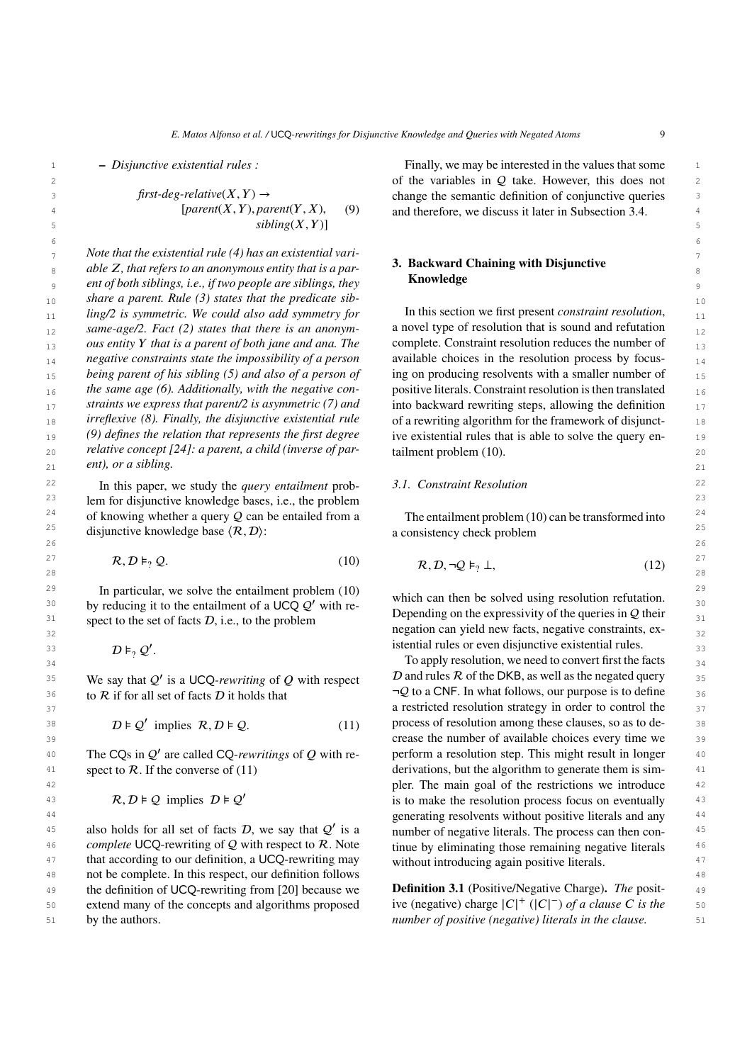– *Disjunctive existential rules :*

$$\textit{first-deg-relative}(X,Y) \rightarrow [\textit{parent}(X,Y), \textit{parent}(Y,X), \textit{sibling}(X,Y)] \quad (9)$$

*Note that the existential rule (4) has an existential variable $Z$, that refers to an anonymous entity that is a parent of both siblings, i.e., if two people are siblings, they share a parent. Rule (3) states that the predicate sibling/2 is symmetric. We could also add symmetry for same-age/2. Fact (2) states that there is an anonymous entity $Y$ that is a parent of both jane and ana. The negative constraints state the impossibility of a person being parent of his sibling (5) and also of a person of the same age (6). Additionally, with the negative constraints we express that parent/2 is asymmetric (7) and irreflexive (8). Finally, the disjunctive existential rule (9) defines the relation that represents the first degree relative concept [24]: a parent, a child (inverse of parent), or a sibling.*

In this paper, we study the *query entailment* problem for disjunctive knowledge bases, i.e., the problem of knowing whether a query $\mathcal{Q}$ can be entailed from a disjunctive knowledge base $\langle \mathcal{R}, \mathcal{D} \rangle$:

$$\mathcal{R}, \mathcal{D} \models_? \mathcal{Q}. \quad (10)$$

In particular, we solve the entailment problem (10) by reducing it to the entailment of a UCQ $\mathcal{Q}'$ with respect to the set of facts $\mathcal{D}$, i.e., to the problem

$$\mathcal{D} \models_? \mathcal{Q}'.$$

We say that $\mathcal{Q}'$ is a UCQ-*rewriting* of $\mathcal{Q}$ with respect to $\mathcal{R}$ if for all set of facts $\mathcal{D}$ it holds that

$$\mathcal{D} \models \mathcal{Q}' \text{ implies } \mathcal{R}, \mathcal{D} \models \mathcal{Q}. \quad (11)$$

The CQs in $\mathcal{Q}'$ are called CQ-*rewritings* of $\mathcal{Q}$ with respect to $\mathcal{R}$. If the converse of (11)

$$\mathcal{R}, \mathcal{D} \models \mathcal{Q} \text{ implies } \mathcal{D} \models \mathcal{Q}'$$

also holds for all set of facts $\mathcal{D}$, we say that $\mathcal{Q}'$ is a *complete* UCQ-rewriting of $\mathcal{Q}$ with respect to $\mathcal{R}$. Note that according to our definition, a UCQ-rewriting may not be complete. In this respect, our definition follows the definition of UCQ-rewriting from [20] because we extend many of the concepts and algorithms proposed by the authors.

Finally, we may be interested in the values that some of the variables in $\mathcal{Q}$ take. However, this does not change the semantic definition of conjunctive queries and therefore, we discuss it later in Subsection 3.4.

## 3. Backward Chaining with Disjunctive Knowledge

In this section we first present *constraint resolution*, a novel type of resolution that is sound and refutation complete. Constraint resolution reduces the number of available choices in the resolution process by focusing on producing resolvents with a smaller number of positive literals. Constraint resolution is then translated into backward rewriting steps, allowing the definition of a rewriting algorithm for the framework of disjunctive existential rules that is able to solve the query entailment problem (10).

### 3.1. Constraint Resolution

The entailment problem (10) can be transformed into a consistency check problem

$$\mathcal{R}, \mathcal{D}, \neg\mathcal{Q} \models_? \bot, \quad (12)$$

which can then be solved using resolution refutation. Depending on the expressivity of the queries in $\mathcal{Q}$ their negation can yield new facts, negative constraints, existential rules or even disjunctive existential rules.

To apply resolution, we need to convert first the facts $\mathcal{D}$ and rules $\mathcal{R}$ of the DKB, as well as the negated query $\neg\mathcal{Q}$ to a CNF. In what follows, our purpose is to define a restricted resolution strategy in order to control the process of resolution among these clauses, so as to decrease the number of available choices every time we perform a resolution step. This might result in longer derivations, but the algorithm to generate them is simpler. The main goal of the restrictions we introduce is to make the resolution process focus on eventually generating resolvents without positive literals and any number of negative literals. The process can then continue by eliminating those remaining negative literals without introducing again positive literals.

**Definition 3.1** (Positive/Negative Charge)**.** *The positive (negative) charge $|C|^+$ ($|C|^-$) of a clause $C$ is the number of positive (negative) literals in the clause.*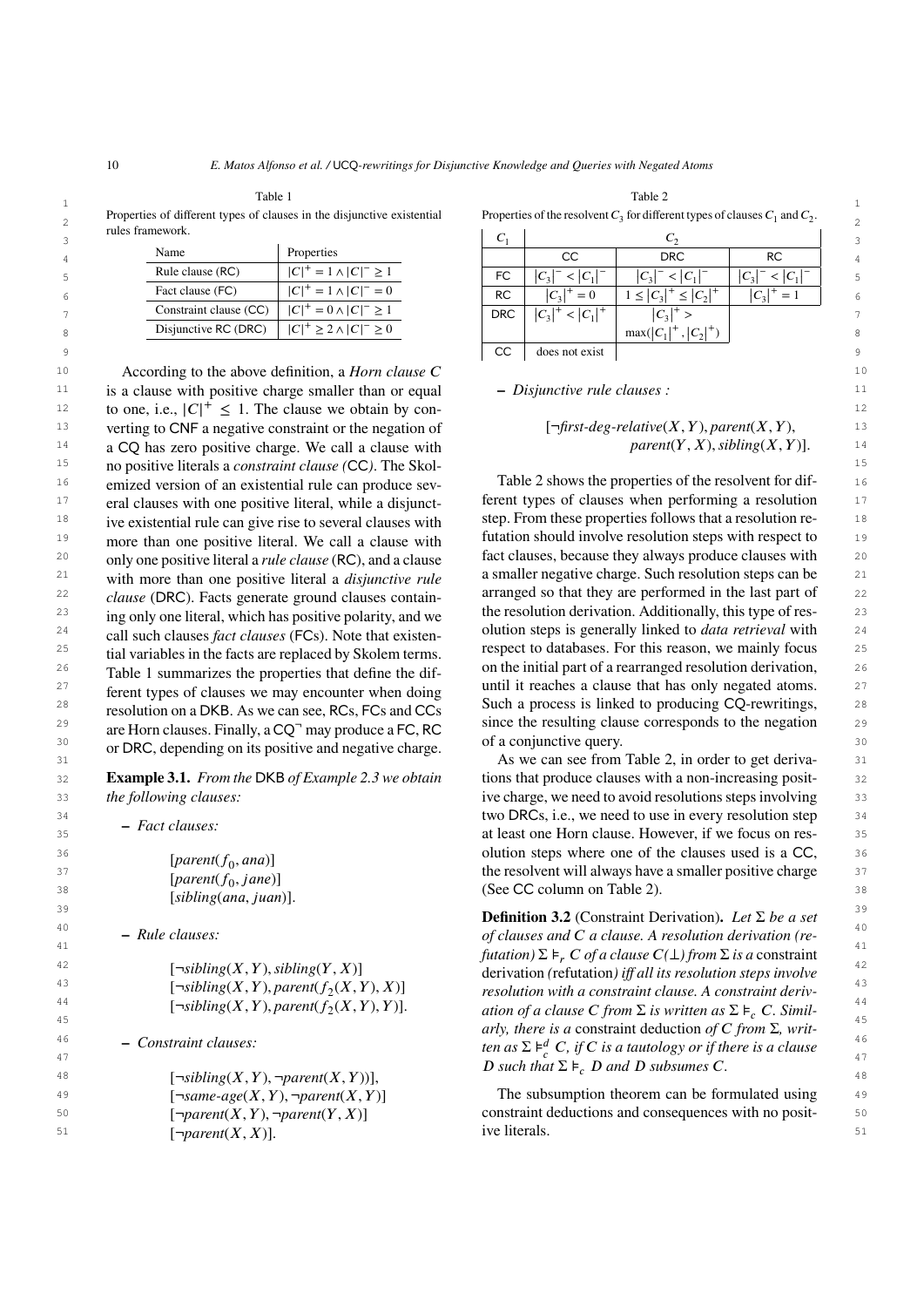Table 1

Properties of different types of clauses in the disjunctive existential rules framework.

| Name | Properties |
|---|---|
| Rule clause (RC) | $\lvert C\rvert^+ = 1 \wedge \lvert C\rvert^- \geq 1$ |
| Fact clause (FC) | $\lvert C\rvert^+ = 1 \wedge \lvert C\rvert^- = 0$ |
| Constraint clause (CC) | $\lvert C\rvert^+ = 0 \wedge \lvert C\rvert^- \geq 1$ |
| Disjunctive RC (DRC) | $\lvert C\rvert^+ \geq 2 \wedge \lvert C\rvert^- \geq 0$ |

According to the above definition, a *Horn clause C* is a clause with positive charge smaller than or equal to one, i.e., $|C|^+ \leq 1$. The clause we obtain by converting to CNF a negative constraint or the negation of a CQ has zero positive charge. We call a clause with no positive literals a *constraint clause (*CC*)*. The Skolemized version of an existential rule can produce several clauses with one positive literal, while a disjunctive existential rule can give rise to several clauses with more than one positive literal. We call a clause with only one positive literal a *rule clause* (RC), and a clause with more than one positive literal a *disjunctive rule clause* (DRC). Facts generate ground clauses containing only one literal, which has positive polarity, and we call such clauses *fact clauses* (FCs). Note that existential variables in the facts are replaced by Skolem terms. Table 1 summarizes the properties that define the different types of clauses we may encounter when doing resolution on a DKB. As we can see, RCs, FCs and CCs are Horn clauses. Finally, a $\mathsf{CQ}^\neg$ may produce a FC, RC or DRC, depending on its positive and negative charge.

**Example 3.1.** *From the* DKB *of Example 2.3 we obtain the following clauses:*

– *Fact clauses:*

$$[parent(f_0, ana)]$$
$$[parent(f_0, jane)]$$
$$[sibling(ana, juan)].$$

– *Rule clauses:*

$$[\neg sibling(X,Y), sibling(Y,X)]$$
$$[\neg sibling(X,Y), parent(f_2(X,Y),X)]$$
$$[\neg sibling(X,Y), parent(f_2(X,Y),Y)].$$

– *Constraint clauses:*

$$[\neg sibling(X,Y), \neg parent(X,Y))],$$
$$[\neg same\text{-}age(X,Y), \neg parent(X,Y)]$$
$$[\neg parent(X,Y), \neg parent(Y,X)]$$
$$[\neg parent(X,X)].$$

Table 2

Properties of the resolvent $C_3$ for different types of clauses $C_1$ and $C_2$.

| $C_1$ \ $C_2$ | CC | DRC | RC |
|---|---|---|---|
| FC | $\lvert C_3\rvert^- < \lvert C_1\rvert^-$ | $\lvert C_3\rvert^- < \lvert C_1\rvert^-$ | $\lvert C_3\rvert^- < \lvert C_1\rvert^-$ |
| RC | $\lvert C_3\rvert^+ = 0$ | $1 \leq \lvert C_3\rvert^+ \leq \lvert C_2\rvert^+$ | $\lvert C_3\rvert^+ = 1$ |
| DRC | $\lvert C_3\rvert^+ < \lvert C_1\rvert^+$ | $\lvert C_3\rvert^+ > \max(\lvert C_1\rvert^+, \lvert C_2\rvert^+)$ | |
| CC | does not exist | | |

– *Disjunctive rule clauses :*

$$[\neg first\text{-}deg\text{-}relative(X,Y), parent(X,Y),$$
$$parent(Y,X), sibling(X,Y)].$$

Table 2 shows the properties of the resolvent for different types of clauses when performing a resolution step. From these properties follows that a resolution refutation should involve resolution steps with respect to fact clauses, because they always produce clauses with a smaller negative charge. Such resolution steps can be arranged so that they are performed in the last part of the resolution derivation. Additionally, this type of resolution steps is generally linked to *data retrieval* with respect to databases. For this reason, we mainly focus on the initial part of a rearranged resolution derivation, until it reaches a clause that has only negated atoms. Such a process is linked to producing CQ-rewritings, since the resulting clause corresponds to the negation of a conjunctive query.

As we can see from Table 2, in order to get derivations that produce clauses with a non-increasing positive charge, we need to avoid resolutions steps involving two DRCs, i.e., we need to use in every resolution step at least one Horn clause. However, if we focus on resolution steps where one of the clauses used is a CC, the resolvent will always have a smaller positive charge (See CC column on Table 2).

**Definition 3.2** (Constraint Derivation)**.** *Let $\Sigma$ be a set of clauses and C a clause. A resolution derivation (refutation) $\Sigma \vDash_r C$ of a clause $C(\bot)$ from $\Sigma$ is a* constraint derivation *(*refutation*) iff all its resolution steps involve resolution with a constraint clause. A constraint derivation of a clause C from $\Sigma$ is written as $\Sigma \vDash_c C$. Similarly, there is a* constraint deduction *of C from $\Sigma$, written as $\Sigma \vDash_c^d C$, if C is a tautology or if there is a clause D such that $\Sigma \vDash_c D$ and D subsumes C.*

The subsumption theorem can be formulated using constraint deductions and consequences with no positive literals.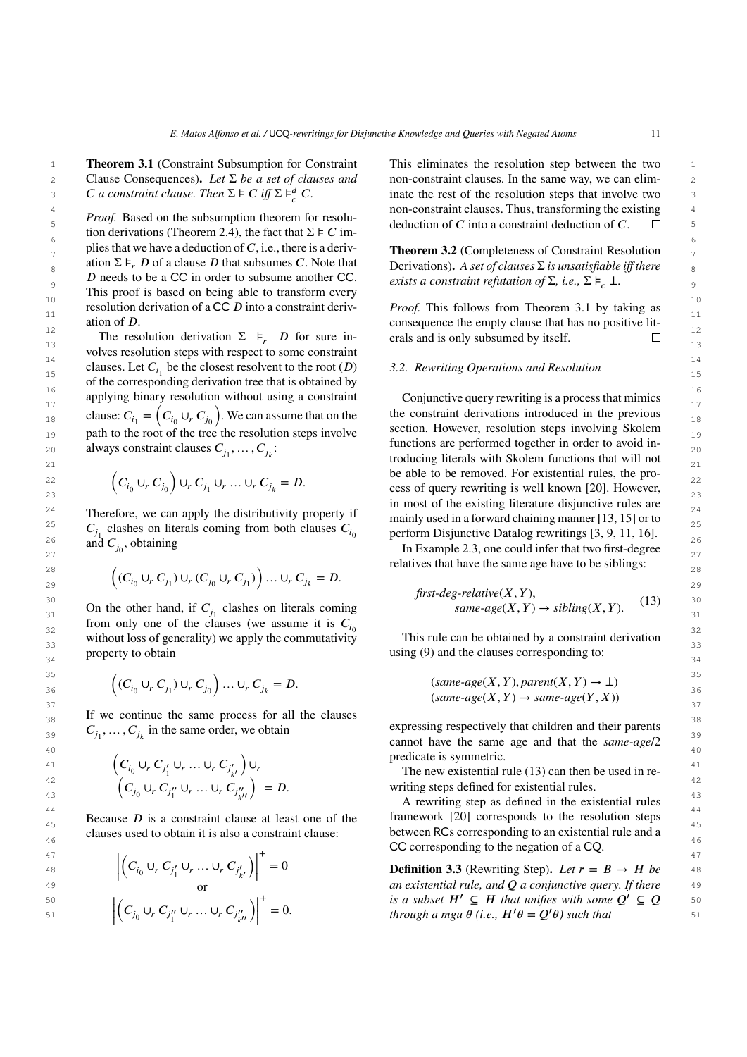**Theorem 3.1** (Constraint Subsumption for Constraint Clause Consequences)**.** *Let $\Sigma$ be a set of clauses and $C$ a constraint clause. Then $\Sigma \models C$ iff $\Sigma \models_c^d C$.*

*Proof.* Based on the subsumption theorem for resolution derivations (Theorem 2.4), the fact that $\Sigma \models C$ implies that we have a deduction of $C$, i.e., there is a derivation $\Sigma \models_r D$ of a clause $D$ that subsumes $C$. Note that $D$ needs to be a CC in order to subsume another CC. This proof is based on being able to transform every resolution derivation of a CC $D$ into a constraint derivation of $D$.

The resolution derivation $\Sigma \models_r D$ for sure involves resolution steps with respect to some constraint clauses. Let $C_{i_1}$ be the closest resolvent to the root ($D$) of the corresponding derivation tree that is obtained by applying binary resolution without using a constraint clause: $C_{i_1} = \left(C_{i_0} \cup_r C_{j_0}\right)$. We can assume that on the path to the root of the tree the resolution steps involve always constraint clauses $C_{j_1}, \ldots, C_{j_k}$:

$$\left(C_{i_0} \cup_r C_{j_0}\right) \cup_r C_{j_1} \cup_r \ldots \cup_r C_{j_k} = D.$$

Therefore, we can apply the distributivity property if $C_{j_1}$ clashes on literals coming from both clauses $C_{i_0}$ and $C_{j_0}$, obtaining

$$\left((C_{i_0} \cup_r C_{j_1}) \cup_r (C_{j_0} \cup_r C_{j_1})\right) \ldots \cup_r C_{j_k} = D.$$

On the other hand, if $C_{j_1}$ clashes on literals coming from only one of the clauses (we assume it is $C_{i_0}$ without loss of generality) we apply the commutativity property to obtain

$$\left((C_{i_0} \cup_r C_{j_1}) \cup_r C_{j_0}\right) \ldots \cup_r C_{j_k} = D.$$

If we continue the same process for all the clauses $C_{j_1}, \ldots, C_{j_k}$ in the same order, we obtain

$$\begin{aligned}&\left(C_{i_0} \cup_r C_{j'_1} \cup_r \ldots \cup_r C_{j'_{k'}}\right) \cup_r \\ &\left(C_{j_0} \cup_r C_{j''_1} \cup_r \ldots \cup_r C_{j''_{k''}}\right) = D.\end{aligned}$$

Because $D$ is a constraint clause at least one of the clauses used to obtain it is also a constraint clause:

$$\left|\left(C_{i_0} \cup_r C_{j'_1} \cup_r \ldots \cup_r C_{j'_{k'}}\right)\right|^+ = 0$$

$$\text{or}$$

$$\left|\left(C_{j_0} \cup_r C_{j''_1} \cup_r \ldots \cup_r C_{j''_{k''}}\right)\right|^+ = 0.$$

This eliminates the resolution step between the two non-constraint clauses. In the same way, we can eliminate the rest of the resolution steps that involve two non-constraint clauses. Thus, transforming the existing deduction of $C$ into a constraint deduction of $C$. $\square$

**Theorem 3.2** (Completeness of Constraint Resolution Derivations)**.** *A set of clauses $\Sigma$ is unsatisfiable iff there exists a constraint refutation of $\Sigma$, i.e., $\Sigma \models_c \bot$.*

*Proof.* This follows from Theorem 3.1 by taking as consequence the empty clause that has no positive literals and is only subsumed by itself. $\square$

### 3.2. Rewriting Operations and Resolution

Conjunctive query rewriting is a process that mimics the constraint derivations introduced in the previous section. However, resolution steps involving Skolem functions are performed together in order to avoid introducing literals with Skolem functions that will not be able to be removed. For existential rules, the process of query rewriting is well known [20]. However, in most of the existing literature disjunctive rules are mainly used in a forward chaining manner [13, 15] or to perform Disjunctive Datalog rewritings [3, 9, 11, 16].

In Example 2.3, one could infer that two first-degree relatives that have the same age have to be siblings:

$$\begin{aligned}&\textit{first-deg-relative}(X, Y),\\ &\qquad \textit{same-age}(X, Y) \rightarrow \textit{sibling}(X, Y).\end{aligned} \tag{13}$$

This rule can be obtained by a constraint derivation using (9) and the clauses corresponding to:

$$(\textit{same-age}(X, Y), \textit{parent}(X, Y) \rightarrow \bot)$$
$$(\textit{same-age}(X, Y) \rightarrow \textit{same-age}(Y, X))$$

expressing respectively that children and their parents cannot have the same age and that the *same-age*/2 predicate is symmetric.

The new existential rule (13) can then be used in rewriting steps defined for existential rules.

A rewriting step as defined in the existential rules framework [20] corresponds to the resolution steps between RCs corresponding to an existential rule and a CC corresponding to the negation of a CQ.

**Definition 3.3** (Rewriting Step)**.** *Let $r = B \rightarrow H$ be an existential rule, and $Q$ a conjunctive query. If there is a subset $H' \subseteq H$ that unifies with some $Q' \subseteq Q$ through a mgu $\theta$ (i.e., $H'\theta = Q'\theta$) such that*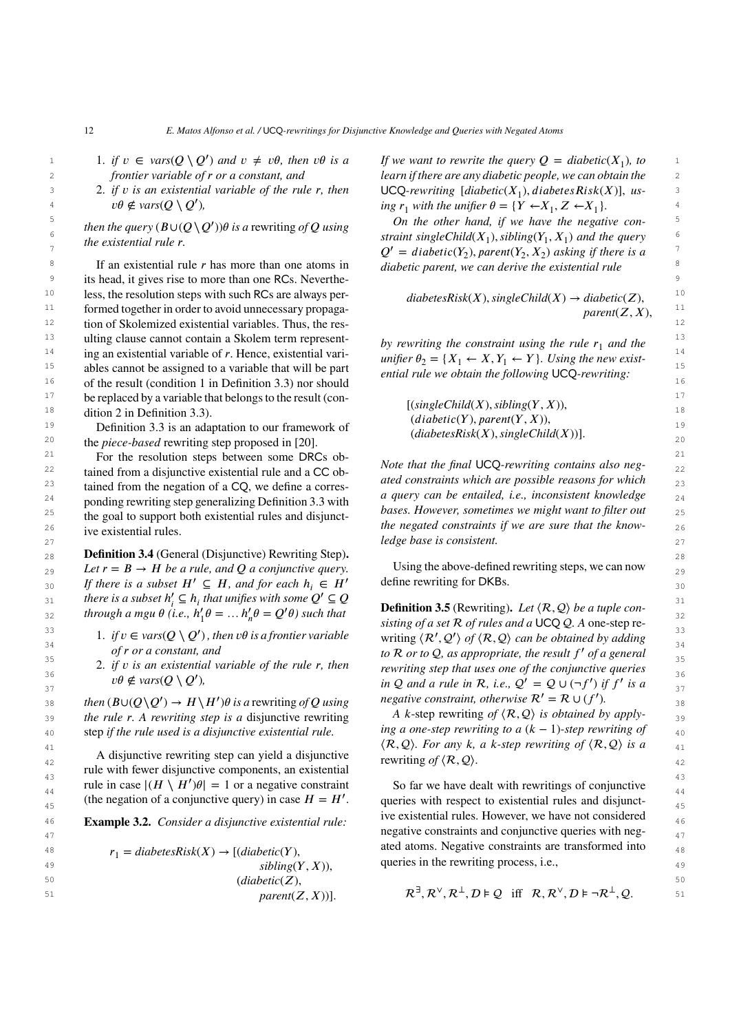1. *if $v \in vars(Q \setminus Q')$ and $v \neq v\theta$, then $v\theta$ is a frontier variable of $r$ or a constant, and*
2. *if $v$ is an existential variable of the rule $r$, then $v\theta \notin vars(Q \setminus Q')$,*

*then the query $(B \cup (Q \setminus Q'))\theta$ is a* rewriting *of $Q$ using the existential rule $r$.*

If an existential rule $r$ has more than one atoms in its head, it gives rise to more than one RCs. Nevertheless, the resolution steps with such RCs are always performed together in order to avoid unnecessary propagation of Skolemized existential variables. Thus, the resulting clause cannot contain a Skolem term representing an existential variable of $r$. Hence, existential variables cannot be assigned to a variable that will be part of the result (condition 1 in Definition 3.3) nor should be replaced by a variable that belongs to the result (condition 2 in Definition 3.3).

Definition 3.3 is an adaptation to our framework of the *piece-based* rewriting step proposed in [20].

For the resolution steps between some DRCs obtained from a disjunctive existential rule and a CC obtained from the negation of a CQ, we define a corresponding rewriting step generalizing Definition 3.3 with the goal to support both existential rules and disjunctive existential rules.

**Definition 3.4** (General (Disjunctive) Rewriting Step)**.** *Let $r = B \rightarrow H$ be a rule, and $Q$ a conjunctive query. If there is a subset $H' \subseteq H$, and for each $h_i \in H'$ there is a subset $h_i' \subseteq h_i$ that unifies with some $Q' \subseteq Q$ through a mgu $\theta$ (i.e., $h_1'\theta = \ldots h_n'\theta = Q'\theta$) such that*

1. *if $v \in vars(Q \setminus Q')$, then $v\theta$ is a frontier variable of $r$ or a constant, and*
2. *if $v$ is an existential variable of the rule $r$, then $v\theta \notin vars(Q \setminus Q')$,*

*then $(B \cup (Q \setminus Q') \rightarrow H \setminus H')\theta$ is a* rewriting *of $Q$ using the rule $r$. A rewriting step is a* disjunctive rewriting step *if the rule used is a disjunctive existential rule.*

A disjunctive rewriting step can yield a disjunctive rule with fewer disjunctive components, an existential rule in case $|(H \setminus H')\theta| = 1$ or a negative constraint (the negation of a conjunctive query) in case $H = H'$.

**Example 3.2.** *Consider a disjunctive existential rule:*

$$r_1 = diabetesRisk(X) \rightarrow [(diabetic(Y), sibling(Y, X)), (diabetic(Z), parent(Z, X))].$$

*If we want to rewrite the query $Q = diabetic(X_1)$, to learn if there are any diabetic people, we can obtain the* UCQ*-rewriting $[diabetic(X_1), diabetesRisk(X)]$, using $r_1$ with the unifier $\theta = \{Y \leftarrow X_1, Z \leftarrow X_1\}$.*

*On the other hand, if we have the negative constraint $singleChild(X_1), sibling(Y_1, X_1)$ and the query $Q' = diabetic(Y_2), parent(Y_2, X_2)$ asking if there is a diabetic parent, we can derive the existential rule*

$$diabetesRisk(X), singleChild(X) \rightarrow diabetic(Z), parent(Z, X),$$

*by rewriting the constraint using the rule $r_1$ and the unifier $\theta_2 = \{X_1 \leftarrow X, Y_1 \leftarrow Y\}$. Using the new existential rule we obtain the following* UCQ*-rewriting:*

$$[(singleChild(X), sibling(Y, X)), (diabetic(Y), parent(Y, X)), (diabetesRisk(X), singleChild(X))].$$

*Note that the final* UCQ*-rewriting contains also negated constraints which are possible reasons for which a query can be entailed, i.e., inconsistent knowledge bases. However, sometimes we might want to filter out the negated constraints if we are sure that the knowledge base is consistent.*

Using the above-defined rewriting steps, we can now define rewriting for DKBs.

**Definition 3.5** (Rewriting)**.** *Let $\langle \mathcal{R}, \mathcal{Q} \rangle$ be a tuple consisting of a set $\mathcal{R}$ of rules and a* UCQ *$\mathcal{Q}$. A one-step rewriting $\langle \mathcal{R}', \mathcal{Q}' \rangle$ of $\langle \mathcal{R}, \mathcal{Q} \rangle$ can be obtained by adding to $\mathcal{R}$ or to $\mathcal{Q}$, as appropriate, the result $f'$ of a general rewriting step that uses one of the conjunctive queries in $\mathcal{Q}$ and a rule in $\mathcal{R}$, i.e., $\mathcal{Q}' = \mathcal{Q} \cup (\neg f')$ if $f'$ is a negative constraint, otherwise $\mathcal{R}' = \mathcal{R} \cup (f')$.*

*A $k$-step rewriting of $\langle \mathcal{R}, \mathcal{Q} \rangle$ is obtained by applying a one-step rewriting to a $(k-1)$-step rewriting of $\langle \mathcal{R}, \mathcal{Q} \rangle$. For any $k$, a $k$-step rewriting of $\langle \mathcal{R}, \mathcal{Q} \rangle$ is a* rewriting *of $\langle \mathcal{R}, \mathcal{Q} \rangle$.*

So far we have dealt with rewritings of conjunctive queries with respect to existential rules and disjunctive existential rules. However, we have not considered negative constraints and conjunctive queries with negated atoms. Negative constraints are transformed into queries in the rewriting process, i.e.,

$$\mathcal{R}^{\exists}, \mathcal{R}^{\vee}, \mathcal{R}^{\perp}, \mathcal{D} \models \mathcal{Q} \quad \text{iff} \quad \mathcal{R}, \mathcal{R}^{\vee}, \mathcal{D} \models \neg\mathcal{R}^{\perp}, \mathcal{Q}.$$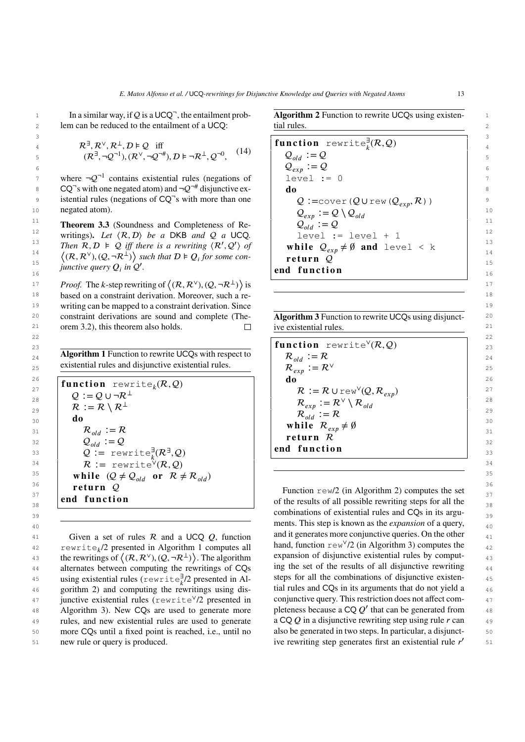In a similar way, if $\mathcal{Q}$ is a $\mathsf{UCQ}^{\neg}$, the entailment problem can be reduced to the entailment of a UCQ:

$$\mathcal{R}^{\exists}, \mathcal{R}^{\vee}, \mathcal{R}^{\perp}, \mathcal{D} \vDash \mathcal{Q} \quad \text{iff} \\ (\mathcal{R}^{\exists}, \neg\mathcal{Q}^{\neg 1}), (\mathcal{R}^{\vee}, \neg\mathcal{Q}^{\neg\#}), \mathcal{D} \vDash \neg\mathcal{R}^{\perp}, \mathcal{Q}^{\neg 0}, \tag{14}$$

where $\neg\mathcal{Q}^{\neg 1}$ contains existential rules (negations of $\mathsf{CQ}^{\neg}$s with one negated atom) and $\neg\mathcal{Q}^{\neg\#}$ disjunctive existential rules (negations of $\mathsf{CQ}^{\neg}$s with more than one negated atom).

**Theorem 3.3** (Soundness and Completeness of Rewritings)**.** *Let $\langle \mathcal{R}, \mathcal{D} \rangle$ be a* DKB *and $\mathcal{Q}$ a* UCQ*. Then $\mathcal{R}, \mathcal{D} \vDash \mathcal{Q}$ iff there is a rewriting $\langle \mathcal{R}', \mathcal{Q}' \rangle$ of $\langle (\mathcal{R}, \mathcal{R}^{\vee}), (\mathcal{Q}, \neg\mathcal{R}^{\perp}) \rangle$ such that $\mathcal{D} \vDash \mathcal{Q}_i$ for some conjunctive query $\mathcal{Q}_i$ in $\mathcal{Q}'$.*

*Proof.* The $k$-step rewriting of $\langle (\mathcal{R}, \mathcal{R}^{\vee}), (\mathcal{Q}, \neg\mathcal{R}^{\perp}) \rangle$ is based on a constraint derivation. Moreover, such a rewriting can be mapped to a constraint derivation. Since constraint derivations are sound and complete (Theorem 3.2), this theorem also holds. □

**Algorithm 1** Function to rewrite UCQs with respect to existential rules and disjunctive existential rules.

```
function rewrite_k(R, Q)
  Q := Q ∪ ¬R^⊥
  R := R \ R^⊥
  do
    R_old := R
    Q_old := Q
    Q := rewrite^∃_k(R^∃, Q)
    R := rewrite^∨(R, Q)
  while (Q ≠ Q_old or R ≠ R_old)
  return Q
end function
```

Given a set of rules $\mathcal{R}$ and a UCQ $\mathcal{Q}$, function $\texttt{rewrite}_k$/2 presented in Algorithm 1 computes all the rewritings of $\langle (\mathcal{R}, \mathcal{R}^{\vee}), (\mathcal{Q}, \neg\mathcal{R}^{\perp}) \rangle$. The algorithm alternates between computing the rewritings of CQs using existential rules ($\texttt{rewrite}^{\exists}_k$/2 presented in Algorithm 2) and computing the rewritings using disjunctive existential rules ($\texttt{rewrite}^{\vee}$/2 presented in Algorithm 3). New CQs are used to generate more rules, and new existential rules are used to generate more CQs until a fixed point is reached, i.e., until no new rule or query is produced.

**Algorithm 2** Function to rewrite UCQs using existential rules.

```
function rewrite^∃_k(R, Q)
  Q_old := Q
  Q_exp := Q
  level := 0
  do
    Q :=cover(Q ∪ rew(Q_exp, R))
    Q_exp := Q \ Q_old
    Q_old := Q
    level := level + 1
  while Q_exp ≠ ∅ and level < k
  return Q
end function
```

**Algorithm 3** Function to rewrite UCQs using disjunctive existential rules.

```
function rewrite^∨(R, Q)
  R_old := R
  R_exp := R^∨
  do
    R := R ∪ rew^∨(Q, R_exp)
    R_exp := R^∨ \ R_old
    R_old := R
  while R_exp ≠ ∅
  return R
end function
```

Function $\texttt{rew}$/2 (in Algorithm 2) computes the set of the results of all possible rewriting steps for all the combinations of existential rules and CQs in its arguments. This step is known as the *expansion* of a query, and it generates more conjunctive queries. On the other hand, function $\texttt{rew}^{\vee}$/2 (in Algorithm 3) computes the expansion of disjunctive existential rules by computing the set of the results of all disjunctive rewriting steps for all the combinations of disjunctive existential rules and CQs in its arguments that do not yield a conjunctive query. This restriction does not affect completeness because a CQ $\mathcal{Q}'$ that can be generated from a CQ $\mathcal{Q}$ in a disjunctive rewriting step using rule $r$ can also be generated in two steps. In particular, a disjunctive rewriting step generates first an existential rule $r'$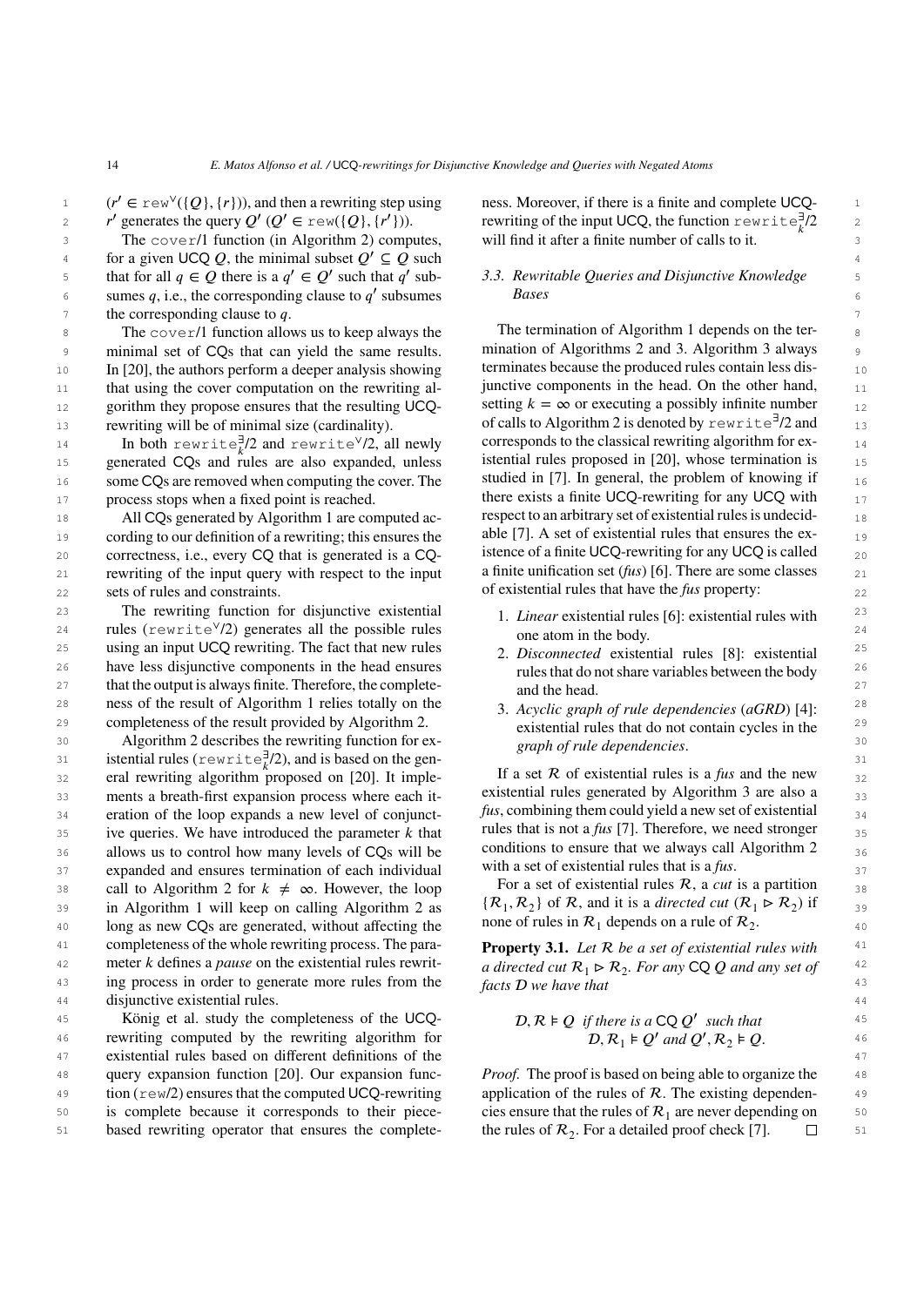$(r' \in \texttt{rew}^{\vee}(\{Q\}, \{r\}))$, and then a rewriting step using $r'$ generates the query $Q'$ ($Q' \in \texttt{rew}(\{Q\}, \{r'\})$).

The `cover/1` function (in Algorithm 2) computes, for a given UCQ $\mathcal{Q}$, the minimal subset $\mathcal{Q}' \subseteq \mathcal{Q}$ such that for all $q \in \mathcal{Q}$ there is a $q' \in \mathcal{Q}'$ such that $q'$ subsumes $q$, i.e., the corresponding clause to $q'$ subsumes the corresponding clause to $q$.

The `cover/1` function allows us to keep always the minimal set of CQs that can yield the same results. In [20], the authors perform a deeper analysis showing that using the cover computation on the rewriting algorithm they propose ensures that the resulting UCQ-rewriting will be of minimal size (cardinality).

In both $\texttt{rewrite}_k^{\exists}/2$ and $\texttt{rewrite}^{\vee}/2$, all newly generated CQs and rules are also expanded, unless some CQs are removed when computing the cover. The process stops when a fixed point is reached.

All CQs generated by Algorithm 1 are computed according to our definition of a rewriting; this ensures the correctness, i.e., every CQ that is generated is a CQ-rewriting of the input query with respect to the input sets of rules and constraints.

The rewriting function for disjunctive existential rules ($\texttt{rewrite}^{\vee}/2$) generates all the possible rules using an input UCQ rewriting. The fact that new rules have less disjunctive components in the head ensures that the output is always finite. Therefore, the completeness of the result of Algorithm 1 relies totally on the completeness of the result provided by Algorithm 2.

Algorithm 2 describes the rewriting function for existential rules ($\texttt{rewrite}_k^{\exists}/2$), and is based on the general rewriting algorithm proposed on [20]. It implements a breath-first expansion process where each iteration of the loop expands a new level of conjunctive queries. We have introduced the parameter $k$ that allows us to control how many levels of CQs will be expanded and ensures termination of each individual call to Algorithm 2 for $k \neq \infty$. However, the loop in Algorithm 1 will keep on calling Algorithm 2 as long as new CQs are generated, without affecting the completeness of the whole rewriting process. The parameter $k$ defines a *pause* on the existential rules rewriting process in order to generate more rules from the disjunctive existential rules.

König et al. study the completeness of the UCQ-rewriting computed by the rewriting algorithm for existential rules based on different definitions of the query expansion function [20]. Our expansion function (`rew/2`) ensures that the computed UCQ-rewriting is complete because it corresponds to their piece-based rewriting operator that ensures the completeness. Moreover, if there is a finite and complete UCQ-rewriting of the input UCQ, the function $\texttt{rewrite}_k^{\exists}/2$ will find it after a finite number of calls to it.

### 3.3. Rewritable Queries and Disjunctive Knowledge Bases

The termination of Algorithm 1 depends on the termination of Algorithms 2 and 3. Algorithm 3 always terminates because the produced rules contain less disjunctive components in the head. On the other hand, setting $k = \infty$ or executing a possibly infinite number of calls to Algorithm 2 is denoted by $\texttt{rewrite}^{\exists}/2$ and corresponds to the classical rewriting algorithm for existential rules proposed in [20], whose termination is studied in [7]. In general, the problem of knowing if there exists a finite UCQ-rewriting for any UCQ with respect to an arbitrary set of existential rules is undecidable [7]. A set of existential rules that ensures the existence of a finite UCQ-rewriting for any UCQ is called a finite unification set (*fus*) [6]. There are some classes of existential rules that have the *fus* property:

1. *Linear* existential rules [6]: existential rules with one atom in the body.
2. *Disconnected* existential rules [8]: existential rules that do not share variables between the body and the head.
3. *Acyclic graph of rule dependencies* (*aGRD*) [4]: existential rules that do not contain cycles in the *graph of rule dependencies*.

If a set $\mathcal{R}$ of existential rules is a *fus* and the new existential rules generated by Algorithm 3 are also a *fus*, combining them could yield a new set of existential rules that is not a *fus* [7]. Therefore, we need stronger conditions to ensure that we always call Algorithm 2 with a set of existential rules that is a *fus*.

For a set of existential rules $\mathcal{R}$, a *cut* is a partition $\{\mathcal{R}_1, \mathcal{R}_2\}$ of $\mathcal{R}$, and it is a *directed cut* ($\mathcal{R}_1 \triangleright \mathcal{R}_2$) if none of rules in $\mathcal{R}_1$ depends on a rule of $\mathcal{R}_2$.

**Property 3.1.** *Let $\mathcal{R}$ be a set of existential rules with a directed cut $\mathcal{R}_1 \triangleright \mathcal{R}_2$. For any CQ $Q$ and any set of facts $\mathcal{D}$ we have that*

$$\mathcal{D}, \mathcal{R} \models Q \text{ if there is a CQ } Q' \text{ such that } \mathcal{D}, \mathcal{R}_1 \models Q' \text{ and } Q', \mathcal{R}_2 \models Q.$$

*Proof.* The proof is based on being able to organize the application of the rules of $\mathcal{R}$. The existing dependencies ensure that the rules of $\mathcal{R}_1$ are never depending on the rules of $\mathcal{R}_2$. For a detailed proof check [7]. □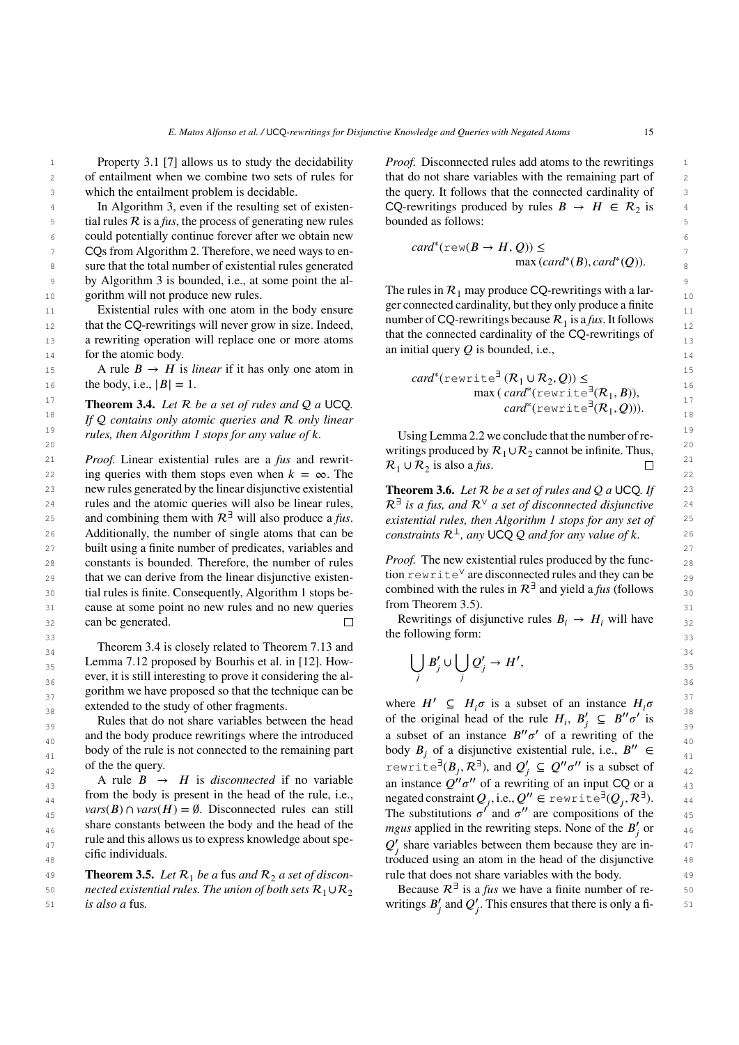Property 3.1 [7] allows us to study the decidability of entailment when we combine two sets of rules for which the entailment problem is decidable.

In Algorithm 3, even if the resulting set of existential rules $\mathcal{R}$ is a *fus*, the process of generating new rules could potentially continue forever after we obtain new CQs from Algorithm 2. Therefore, we need ways to ensure that the total number of existential rules generated by Algorithm 3 is bounded, i.e., at some point the algorithm will not produce new rules.

Existential rules with one atom in the body ensure that the CQ-rewritings will never grow in size. Indeed, a rewriting operation will replace one or more atoms for the atomic body.

A rule $B \rightarrow H$ is *linear* if it has only one atom in the body, i.e., $|B| = 1$.

**Theorem 3.4.** *Let $\mathcal{R}$ be a set of rules and $\mathcal{Q}$ a UCQ. If $\mathcal{Q}$ contains only atomic queries and $\mathcal{R}$ only linear rules, then Algorithm 1 stops for any value of $k$.*

*Proof.* Linear existential rules are a *fus* and rewriting queries with them stops even when $k = \infty$. The new rules generated by the linear disjunctive existential rules and the atomic queries will also be linear rules, and combining them with $\mathcal{R}^{\exists}$ will also produce a *fus*. Additionally, the number of single atoms that can be built using a finite number of predicates, variables and constants is bounded. Therefore, the number of rules that we can derive from the linear disjunctive existential rules is finite. Consequently, Algorithm 1 stops because at some point no new rules and no new queries can be generated. □

Theorem 3.4 is closely related to Theorem 7.13 and Lemma 7.12 proposed by Bourhis et al. in [12]. However, it is still interesting to prove it considering the algorithm we have proposed so that the technique can be extended to the study of other fragments.

Rules that do not share variables between the head and the body produce rewritings where the introduced body of the rule is not connected to the remaining part of the the query.

A rule $B \rightarrow H$ is *disconnected* if no variable from the body is present in the head of the rule, i.e., $vars(B) \cap vars(H) = \emptyset$. Disconnected rules can still share constants between the body and the head of the rule and this allows us to express knowledge about specific individuals.

**Theorem 3.5.** *Let $\mathcal{R}_1$ be a* fus *and $\mathcal{R}_2$ a set of disconnected existential rules. The union of both sets $\mathcal{R}_1 \cup \mathcal{R}_2$ is also a* fus.

*Proof.* Disconnected rules add atoms to the rewritings that do not share variables with the remaining part of the query. It follows that the connected cardinality of CQ-rewritings produced by rules $B \rightarrow H \in \mathcal{R}_2$ is bounded as follows:

$$card^{*}(\texttt{rew}(B \rightarrow H, Q)) \leq \max\left(card^{*}(B), card^{*}(Q)\right).$$

The rules in $\mathcal{R}_1$ may produce CQ-rewritings with a larger connected cardinality, but they only produce a finite number of CQ-rewritings because $\mathcal{R}_1$ is a *fus*. It follows that the connected cardinality of the CQ-rewritings of an initial query $Q$ is bounded, i.e.,

$$card^{*}(\texttt{rewrite}^{\exists}(\mathcal{R}_1 \cup \mathcal{R}_2, Q)) \leq \max\left(card^{*}(\texttt{rewrite}^{\exists}(\mathcal{R}_1, B)), card^{*}(\texttt{rewrite}^{\exists}(\mathcal{R}_1, Q))\right).$$

Using Lemma 2.2 we conclude that the number of rewritings produced by $\mathcal{R}_1 \cup \mathcal{R}_2$ cannot be infinite. Thus, $\mathcal{R}_1 \cup \mathcal{R}_2$ is also a *fus*. □

**Theorem 3.6.** *Let $\mathcal{R}$ be a set of rules and $\mathcal{Q}$ a UCQ. If $\mathcal{R}^{\exists}$ is a fus, and $\mathcal{R}^{\vee}$ a set of disconnected disjunctive existential rules, then Algorithm 1 stops for any set of constraints $\mathcal{R}^{\perp}$, any UCQ $\mathcal{Q}$ and for any value of $k$.*

*Proof.* The new existential rules produced by the function $\texttt{rewrite}^{\vee}$ are disconnected rules and they can be combined with the rules in $\mathcal{R}^{\exists}$ and yield a *fus* (follows from Theorem 3.5).

Rewritings of disjunctive rules $B_i \rightarrow H_i$ will have the following form:

$$\bigcup_j B'_j \cup \bigcup_j Q'_j \rightarrow H',$$

where $H' \subseteq H_i\sigma$ is a subset of an instance $H_i\sigma$ of the original head of the rule $H_i$, $B'_j \subseteq B''\sigma'$ is a subset of an instance $B''\sigma'$ of a rewriting of the body $B_j$ of a disjunctive existential rule, i.e., $B'' \in \texttt{rewrite}^{\exists}(B_j, \mathcal{R}^{\exists})$, and $Q'_j \subseteq Q''\sigma''$ is a subset of an instance $Q''\sigma''$ of a rewriting of an input CQ or a negated constraint $Q_j$, i.e., $Q'' \in \texttt{rewrite}^{\exists}(Q_j, \mathcal{R}^{\exists})$. The substitutions $\sigma'$ and $\sigma''$ are compositions of the *mgus* applied in the rewriting steps. None of the $B'_j$ or $Q'_j$ share variables between them because they are introduced using an atom in the head of the disjunctive rule that does not share variables with the body.

Because $\mathcal{R}^{\exists}$ is a *fus* we have a finite number of rewritings $B'_j$ and $Q'_j$. This ensures that there is only a fi-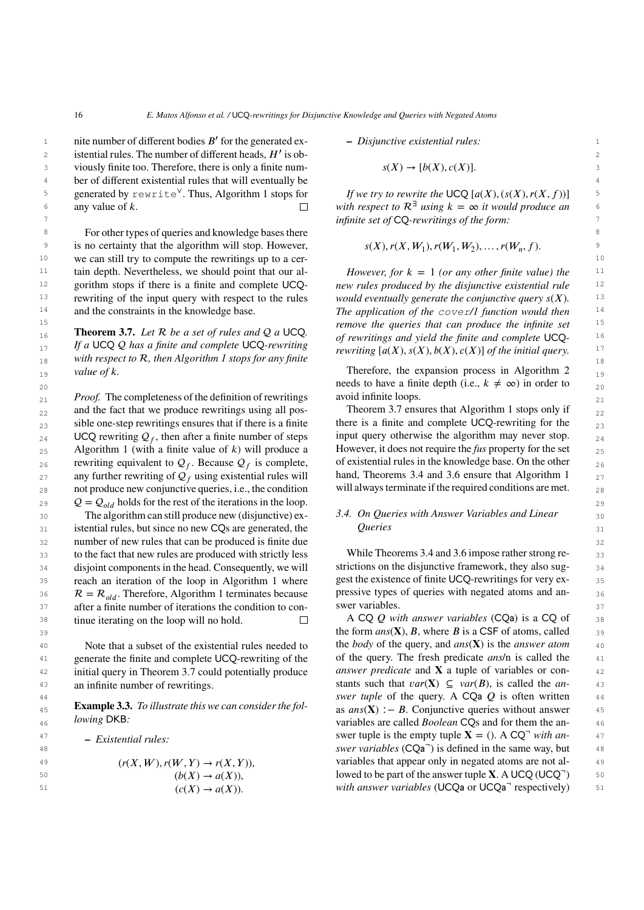nite number of different bodies $B'$ for the generated existential rules. The number of different heads, $H'$ is obviously finite too. Therefore, there is only a finite number of different existential rules that will eventually be generated by `rewrite`$^\vee$. Thus, Algorithm 1 stops for any value of $k$. □

For other types of queries and knowledge bases there is no certainty that the algorithm will stop. However, we can still try to compute the rewritings up to a certain depth. Nevertheless, we should point that our algorithm stops if there is a finite and complete UCQ-rewriting of the input query with respect to the rules and the constraints in the knowledge base.

**Theorem 3.7.** *Let $\mathcal{R}$ be a set of rules and $\mathcal{Q}$ a UCQ. If a UCQ $\mathcal{Q}$ has a finite and complete UCQ-rewriting with respect to $\mathcal{R}$, then Algorithm 1 stops for any finite value of $k$.*

*Proof.* The completeness of the definition of rewritings and the fact that we produce rewritings using all possible one-step rewritings ensures that if there is a finite UCQ rewriting $\mathcal{Q}_f$, then after a finite number of steps Algorithm 1 (with a finite value of $k$) will produce a rewriting equivalent to $\mathcal{Q}_f$. Because $\mathcal{Q}_f$ is complete, any further rewriting of $\mathcal{Q}_f$ using existential rules will not produce new conjunctive queries, i.e., the condition $\mathcal{Q} = \mathcal{Q}_{old}$ holds for the rest of the iterations in the loop.

The algorithm can still produce new (disjunctive) existential rules, but since no new CQs are generated, the number of new rules that can be produced is finite due to the fact that new rules are produced with strictly less disjoint components in the head. Consequently, we will reach an iteration of the loop in Algorithm 1 where $\mathcal{R} = \mathcal{R}_{old}$. Therefore, Algorithm 1 terminates because after a finite number of iterations the condition to continue iterating on the loop will no hold. □

Note that a subset of the existential rules needed to generate the finite and complete UCQ-rewriting of the initial query in Theorem 3.7 could potentially produce an infinite number of rewritings.

**Example 3.3.** *To illustrate this we can consider the following* DKB*:*

– *Existential rules:*

$$(r(X, W), r(W, Y) \rightarrow r(X, Y)),$$
$$(b(X) \rightarrow a(X)),$$
$$(c(X) \rightarrow a(X)).$$

– *Disjunctive existential rules:*

$$s(X) \rightarrow [b(X), c(X)].$$

*If we try to rewrite the* UCQ $[a(X), (s(X), r(X, f))]$ *with respect to $\mathcal{R}^\exists$ using $k = \infty$ it would produce an infinite set of* CQ*-rewritings of the form:*

$$s(X), r(X, W_1), r(W_1, W_2), \ldots, r(W_n, f).$$

*However, for $k = 1$ (or any other finite value) the new rules produced by the disjunctive existential rule would eventually generate the conjunctive query $s(X)$. The application of the* `cover/1` *function would then remove the queries that can produce the infinite set of rewritings and yield the finite and complete* UCQ*-rewriting $[a(X), s(X), b(X), c(X)]$ of the initial query.*

Therefore, the expansion process in Algorithm 2 needs to have a finite depth (i.e., $k \neq \infty$) in order to avoid infinite loops.

Theorem 3.7 ensures that Algorithm 1 stops only if there is a finite and complete UCQ-rewriting for the input query otherwise the algorithm may never stop. However, it does not require the *fus* property for the set of existential rules in the knowledge base. On the other hand, Theorems 3.4 and 3.6 ensure that Algorithm 1 will always terminate if the required conditions are met.

### 3.4. On Queries with Answer Variables and Linear Queries

While Theorems 3.4 and 3.6 impose rather strong restrictions on the disjunctive framework, they also suggest the existence of finite UCQ-rewritings for very expressive types of queries with negated atoms and answer variables.

A CQ $Q$ *with answer variables* (CQa) is a CQ of the form $ans(\mathbf{X}), B$, where $B$ is a CSF of atoms, called the *body* of the query, and $ans(\mathbf{X})$ is the *answer atom* of the query. The fresh predicate *ans*/n is called the *answer predicate* and $\mathbf{X}$ a tuple of variables or constants such that $var(\mathbf{X}) \subseteq var(B)$, is called the *answer tuple* of the query. A CQa $Q$ is often written as $ans(\mathbf{X}) :- B$. Conjunctive queries without answer variables are called *Boolean* CQs and for them the answer tuple is the empty tuple $\mathbf{X} = ()$. A CQ$^\neg$ *with answer variables* (CQa$^\neg$) is defined in the same way, but variables that appear only in negated atoms are not allowed to be part of the answer tuple $\mathbf{X}$. A UCQ (UCQ$^\neg$) *with answer variables* (UCQa or UCQa$^\neg$ respectively)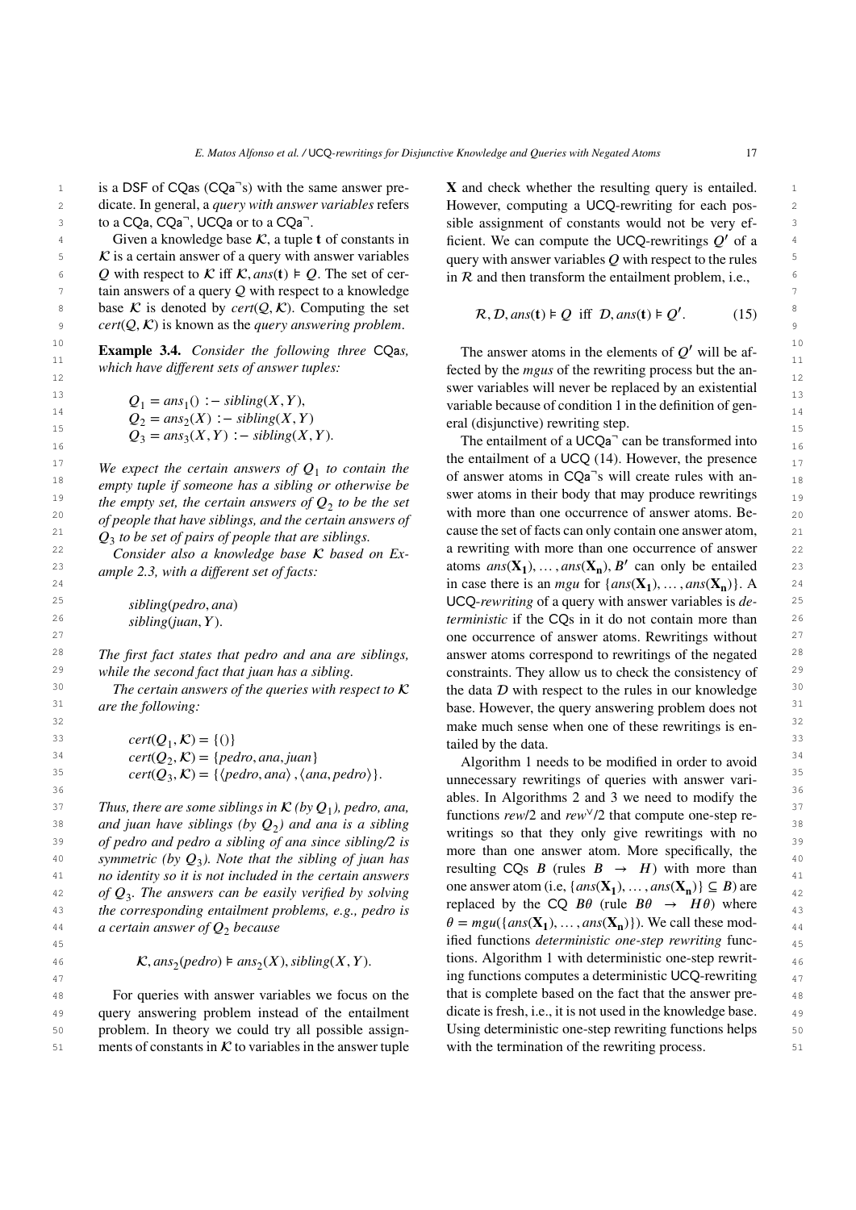is a DSF of CQas (CQa$^\neg$s) with the same answer predicate. In general, a *query with answer variables* refers to a CQa, CQa$^\neg$, UCQa or to a CQa$^\neg$.

Given a knowledge base $\mathcal{K}$, a tuple $\mathbf{t}$ of constants in $\mathcal{K}$ is a certain answer of a query with answer variables $Q$ with respect to $\mathcal{K}$ iff $\mathcal{K}, ans(\mathbf{t}) \models Q$. The set of certain answers of a query $Q$ with respect to a knowledge base $\mathcal{K}$ is denoted by $cert(Q, \mathcal{K})$. Computing the set $cert(Q, \mathcal{K})$ is known as the *query answering problem*.

**Example 3.4.** *Consider the following three* CQa*s, which have different sets of answer tuples:*

$$Q_1 = ans_1() :- sibling(X, Y),$$
$$Q_2 = ans_2(X) :- sibling(X, Y)$$
$$Q_3 = ans_3(X, Y) :- sibling(X, Y).$$

*We expect the certain answers of $Q_1$ to contain the empty tuple if someone has a sibling or otherwise be the empty set, the certain answers of $Q_2$ to be the set of people that have siblings, and the certain answers of $Q_3$ to be set of pairs of people that are siblings.*

*Consider also a knowledge base $\mathcal{K}$ based on Example 2.3, with a different set of facts:*

$$sibling(pedro, ana)$$
$$sibling(juan, Y).$$

*The first fact states that pedro and ana are siblings, while the second fact that juan has a sibling.*

*The certain answers of the queries with respect to $\mathcal{K}$ are the following:*

$$cert(Q_1, \mathcal{K}) = \{()\}$$
$$cert(Q_2, \mathcal{K}) = \{pedro, ana, juan\}$$
$$cert(Q_3, \mathcal{K}) = \{\langle pedro, ana\rangle, \langle ana, pedro\rangle\}.$$

*Thus, there are some siblings in $\mathcal{K}$ (by $Q_1$), pedro, ana, and juan have siblings (by $Q_2$) and ana is a sibling of pedro and pedro a sibling of ana since sibling/2 is symmetric (by $Q_3$). Note that the sibling of juan has no identity so it is not included in the certain answers of $Q_3$. The answers can be easily verified by solving the corresponding entailment problems, e.g., pedro is a certain answer of $Q_2$ because*

$$\mathcal{K}, ans_2(pedro) \models ans_2(X), sibling(X, Y).$$

For queries with answer variables we focus on the query answering problem instead of the entailment problem. In theory we could try all possible assignments of constants in $\mathcal{K}$ to variables in the answer tuple $\mathbf{X}$ and check whether the resulting query is entailed. However, computing a UCQ-rewriting for each possible assignment of constants would not be very efficient. We can compute the UCQ-rewritings $Q'$ of a query with answer variables $Q$ with respect to the rules in $\mathcal{R}$ and then transform the entailment problem, i.e.,

$$\mathcal{R}, \mathcal{D}, ans(\mathbf{t}) \models Q \text{ iff } \mathcal{D}, ans(\mathbf{t}) \models Q'. \tag{15}$$

The answer atoms in the elements of $Q'$ will be affected by the *mgus* of the rewriting process but the answer variables will never be replaced by an existential variable because of condition 1 in the definition of general (disjunctive) rewriting step.

The entailment of a UCQa$^\neg$ can be transformed into the entailment of a UCQ (14). However, the presence of answer atoms in CQa$^\neg$s will create rules with answer atoms in their body that may produce rewritings with more than one occurrence of answer atoms. Because the set of facts can only contain one answer atom, a rewriting with more than one occurrence of answer atoms $ans(\mathbf{X_1}), \ldots, ans(\mathbf{X_n}), B'$ can only be entailed in case there is an *mgu* for $\{ans(\mathbf{X_1}), \ldots, ans(\mathbf{X_n})\}$. A UCQ-*rewriting* of a query with answer variables is *deterministic* if the CQs in it do not contain more than one occurrence of answer atoms. Rewritings without answer atoms correspond to rewritings of the negated constraints. They allow us to check the consistency of the data $\mathcal{D}$ with respect to the rules in our knowledge base. However, the query answering problem does not make much sense when one of these rewritings is entailed by the data.

Algorithm 1 needs to be modified in order to avoid unnecessary rewritings of queries with answer variables. In Algorithms 2 and 3 we need to modify the functions *rew*/2 and *rew*$^\vee$/2 that compute one-step rewritings so that they only give rewritings with no more than one answer atom. More specifically, the resulting CQs $B$ (rules $B \rightarrow H$) with more than one answer atom (i.e, $\{ans(\mathbf{X_1}), \ldots, ans(\mathbf{X_n})\} \subseteq B$) are replaced by the CQ $B\theta$ (rule $B\theta \rightarrow H\theta$) where $\theta = mgu(\{ans(\mathbf{X_1}), \ldots, ans(\mathbf{X_n})\})$. We call these modified functions *deterministic one-step rewriting* functions. Algorithm 1 with deterministic one-step rewriting functions computes a deterministic UCQ-rewriting that is complete based on the fact that the answer predicate is fresh, i.e., it is not used in the knowledge base. Using deterministic one-step rewriting functions helps with the termination of the rewriting process.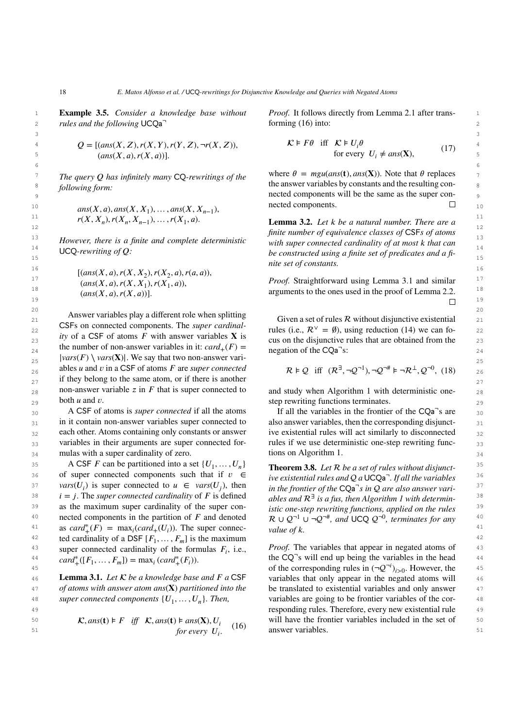**Example 3.5.** *Consider a knowledge base without rules and the following* UCQa$^\neg$

$$Q = [(ans(X, Z), r(X, Y), r(Y, Z), \neg r(X, Z)), \\ (ans(X, a), r(X, a))].$$

*The query $Q$ has infinitely many* CQ*-rewritings of the following form:*

$$ans(X, a), ans(X, X_1), \dots, ans(X, X_{n-1}), \\ r(X, X_n), r(X_n, X_{n-1}), \dots, r(X_1, a).$$

*However, there is a finite and complete deterministic* UCQ*-rewriting of $Q$:*

$$[(ans(X, a), r(X, X_2), r(X_2, a), r(a, a)), \\ (ans(X, a), r(X, X_1), r(X_1, a)), \\ (ans(X, a), r(X, a))].$$

Answer variables play a different role when splitting CSFs on connected components. The *super cardinality* of a CSF of atoms $F$ with answer variables $\mathbf{X}$ is the number of non-answer variables in it: $card_+(F) = |vars(F) \setminus vars(\mathbf{X})|$. We say that two non-answer variables $u$ and $v$ in a CSF of atoms $F$ are *super connected* if they belong to the same atom, or if there is another non-answer variable $z$ in $F$ that is super connected to both $u$ and $v$.

A CSF of atoms is *super connected* if all the atoms in it contain non-answer variables super connected to each other. Atoms containing only constants or answer variables in their arguments are super connected formulas with a super cardinality of zero.

A CSF $F$ can be partitioned into a set $\{U_1, \dots, U_n\}$ of super connected components such that if $v \in vars(U_i)$ is super connected to $u \in vars(U_j)$, then $i = j$. The *super connected cardinality* of $F$ is defined as the maximum super cardinality of the super connected components in the partition of $F$ and denoted as $card_+^*(F) = \max_i(card_+(U_i))$. The super connected cardinality of a DSF $[F_1, \dots, F_m]$ is the maximum super connected cardinality of the formulas $F_i$, i.e., $card_+^*([F_1, \dots, F_m]) = \max_i(card_+^*(F_i))$.

**Lemma 3.1.** *Let $\mathcal{K}$ be a knowledge base and $F$ a* CSF *of atoms with answer atom $ans(\mathbf{X})$ partitioned into the super connected components $\{U_1, \dots, U_n\}$. Then,*

$$\mathcal{K}, ans(\mathbf{t}) \vDash F \quad \textit{iff} \quad \mathcal{K}, ans(\mathbf{t}) \vDash ans(\mathbf{X}), U_i \\ \textit{for every } U_i. \tag{16}$$

*Proof.* It follows directly from Lemma 2.1 after transforming (16) into:

$$\mathcal{K} \vDash F\theta \quad \text{iff} \quad \mathcal{K} \vDash U_i\theta \\ \text{for every } U_i \neq ans(\mathbf{X}), \tag{17}$$

where $\theta = mgu(ans(\mathbf{t}), ans(\mathbf{X}))$. Note that $\theta$ replaces the answer variables by constants and the resulting connected components will be the same as the super connected components. $\square$

**Lemma 3.2.** *Let $k$ be a natural number. There are a finite number of equivalence classes of* CSF*s of atoms with super connected cardinality of at most $k$ that can be constructed using a finite set of predicates and a finite set of constants.*

*Proof.* Straightforward using Lemma 3.1 and similar arguments to the ones used in the proof of Lemma 2.2. $\square$

Given a set of rules $\mathcal{R}$ without disjunctive existential rules (i.e., $\mathcal{R}^\vee = \emptyset$), using reduction (14) we can focus on the disjunctive rules that are obtained from the negation of the CQa$^\neg$s:

$$\mathcal{R} \vDash \mathcal{Q} \quad \text{iff} \quad (\mathcal{R}^\exists, \neg\mathcal{Q}^{\neg 1}), \neg\mathcal{Q}^{\neg\#} \vDash \neg\mathcal{R}^\perp, \mathcal{Q}^{\neg 0}, \tag{18}$$

and study when Algorithm 1 with deterministic one-step rewriting functions terminates.

If all the variables in the frontier of the CQa$^\neg$s are also answer variables, then the corresponding disjunctive existential rules will act similarly to disconnected rules if we use deterministic one-step rewriting functions on Algorithm 1.

**Theorem 3.8.** *Let $\mathcal{R}$ be a set of rules without disjunctive existential rules and $\mathcal{Q}$ a* UCQa$^\neg$*. If all the variables in the frontier of the* CQa$^\neg$*s in $\mathcal{Q}$ are also answer variables and $\mathcal{R}^\exists$ is a fus, then Algorithm 1 with deterministic one-step rewriting functions, applied on the rules $\mathcal{R} \cup \mathcal{Q}^{\neg 1} \cup \neg\mathcal{Q}^{\neg\#}$, and* UCQ *$\mathcal{Q}^{\neg 0}$, terminates for any value of $k$.*

*Proof.* The variables that appear in negated atoms of the CQ$^\neg$s will end up being the variables in the head of the corresponding rules in $(\neg\mathcal{Q}^{\neg i})_{i>0}$. However, the variables that only appear in the negated atoms will be translated to existential variables and only answer variables are going to be frontier variables of the corresponding rules. Therefore, every new existential rule will have the frontier variables included in the set of answer variables.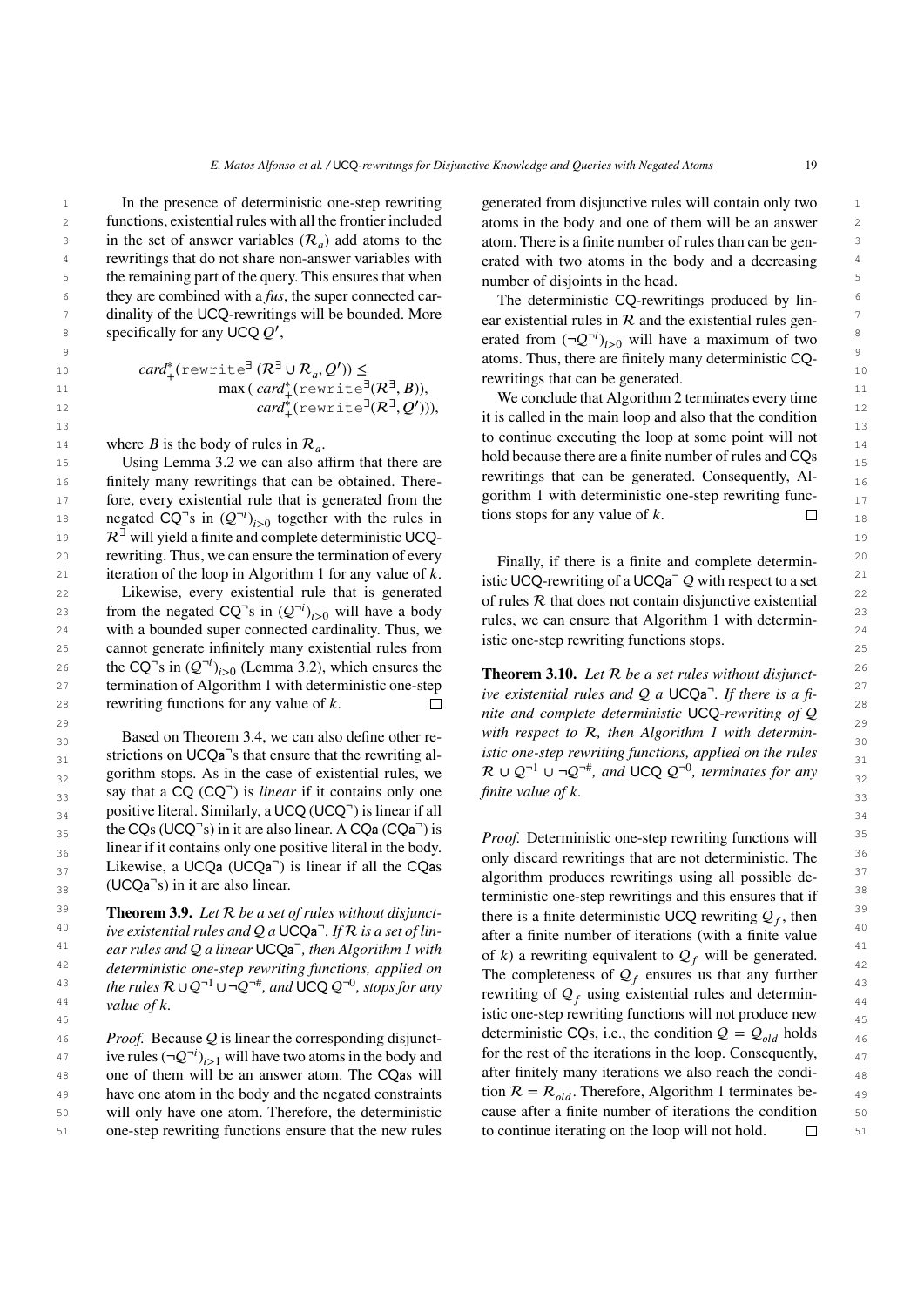In the presence of deterministic one-step rewriting functions, existential rules with all the frontier included in the set of answer variables ($\mathcal{R}_a$) add atoms to the rewritings that do not share non-answer variables with the remaining part of the query. This ensures that when they are combined with a *fus*, the super connected cardinality of the UCQ-rewritings will be bounded. More specifically for any UCQ $Q'$,

$$
\begin{aligned}
card^*_+(\texttt{rewrite}^\exists(\mathcal{R}^\exists \cup \mathcal{R}_a, Q')) \leq \\
\max(\, card^*_+(\texttt{rewrite}^\exists(\mathcal{R}^\exists, B)), \\
card^*_+(\texttt{rewrite}^\exists(\mathcal{R}^\exists, Q'))),
\end{aligned}
$$

where $B$ is the body of rules in $\mathcal{R}_a$.

Using Lemma 3.2 we can also affirm that there are finitely many rewritings that can be obtained. Therefore, every existential rule that is generated from the negated CQ$^\neg$s in $(Q^{\neg i})_{i>0}$ together with the rules in $\mathcal{R}^\exists$ will yield a finite and complete deterministic UCQ-rewriting. Thus, we can ensure the termination of every iteration of the loop in Algorithm 1 for any value of $k$.

Likewise, every existential rule that is generated from the negated CQ$^\neg$s in $(Q^{\neg i})_{i>0}$ will have a body with a bounded super connected cardinality. Thus, we cannot generate infinitely many existential rules from the CQ$^\neg$s in $(Q^{\neg i})_{i>0}$ (Lemma 3.2), which ensures the termination of Algorithm 1 with deterministic one-step rewriting functions for any value of $k$. □

Based on Theorem 3.4, we can also define other restrictions on UCQa$^\neg$s that ensure that the rewriting algorithm stops. As in the case of existential rules, we say that a CQ (CQ$^\neg$) is *linear* if it contains only one positive literal. Similarly, a UCQ (UCQ$^\neg$) is linear if all the CQs (UCQ$^\neg$s) in it are also linear. A CQa (CQa$^\neg$) is linear if it contains only one positive literal in the body. Likewise, a UCQa (UCQa$^\neg$) is linear if all the CQas (UCQa$^\neg$s) in it are also linear.

**Theorem 3.9.** *Let $\mathcal{R}$ be a set of rules without disjunctive existential rules and $Q$ a UCQa$^\neg$. If $\mathcal{R}$ is a set of linear rules and $Q$ a linear UCQa$^\neg$, then Algorithm 1 with deterministic one-step rewriting functions, applied on the rules $\mathcal{R} \cup Q^{\neg 1} \cup \neg Q^{\neg \#}$, and UCQ $Q^{\neg 0}$, stops for any value of $k$.*

*Proof.* Because $Q$ is linear the corresponding disjunctive rules $(\neg Q^{\neg i})_{i>1}$ will have two atoms in the body and one of them will be an answer atom. The CQas will have one atom in the body and the negated constraints will only have one atom. Therefore, the deterministic one-step rewriting functions ensure that the new rules generated from disjunctive rules will contain only two atoms in the body and one of them will be an answer atom. There is a finite number of rules than can be generated with two atoms in the body and a decreasing number of disjoints in the head.

The deterministic CQ-rewritings produced by linear existential rules in $\mathcal{R}$ and the existential rules generated from $(\neg Q^{\neg i})_{i>0}$ will have a maximum of two atoms. Thus, there are finitely many deterministic CQ-rewritings that can be generated.

We conclude that Algorithm 2 terminates every time it is called in the main loop and also that the condition to continue executing the loop at some point will not hold because there are a finite number of rules and CQs rewritings that can be generated. Consequently, Algorithm 1 with deterministic one-step rewriting functions stops for any value of $k$. □

Finally, if there is a finite and complete deterministic UCQ-rewriting of a UCQa$^\neg$ $Q$ with respect to a set of rules $\mathcal{R}$ that does not contain disjunctive existential rules, we can ensure that Algorithm 1 with deterministic one-step rewriting functions stops.

**Theorem 3.10.** *Let $\mathcal{R}$ be a set rules without disjunctive existential rules and $Q$ a UCQa$^\neg$. If there is a finite and complete deterministic UCQ-rewriting of $Q$ with respect to $\mathcal{R}$, then Algorithm 1 with deterministic one-step rewriting functions, applied on the rules $\mathcal{R} \cup Q^{\neg 1} \cup \neg Q^{\neg \#}$, and UCQ $Q^{\neg 0}$, terminates for any finite value of $k$.*

*Proof.* Deterministic one-step rewriting functions will only discard rewritings that are not deterministic. The algorithm produces rewritings using all possible deterministic one-step rewritings and this ensures that if there is a finite deterministic UCQ rewriting $Q_f$, then after a finite number of iterations (with a finite value of $k$) a rewriting equivalent to $Q_f$ will be generated. The completeness of $Q_f$ ensures us that any further rewriting of $Q_f$ using existential rules and deterministic one-step rewriting functions will not produce new deterministic CQs, i.e., the condition $Q = Q_{old}$ holds for the rest of the iterations in the loop. Consequently, after finitely many iterations we also reach the condition $\mathcal{R} = \mathcal{R}_{old}$. Therefore, Algorithm 1 terminates because after a finite number of iterations the condition to continue iterating on the loop will not hold. □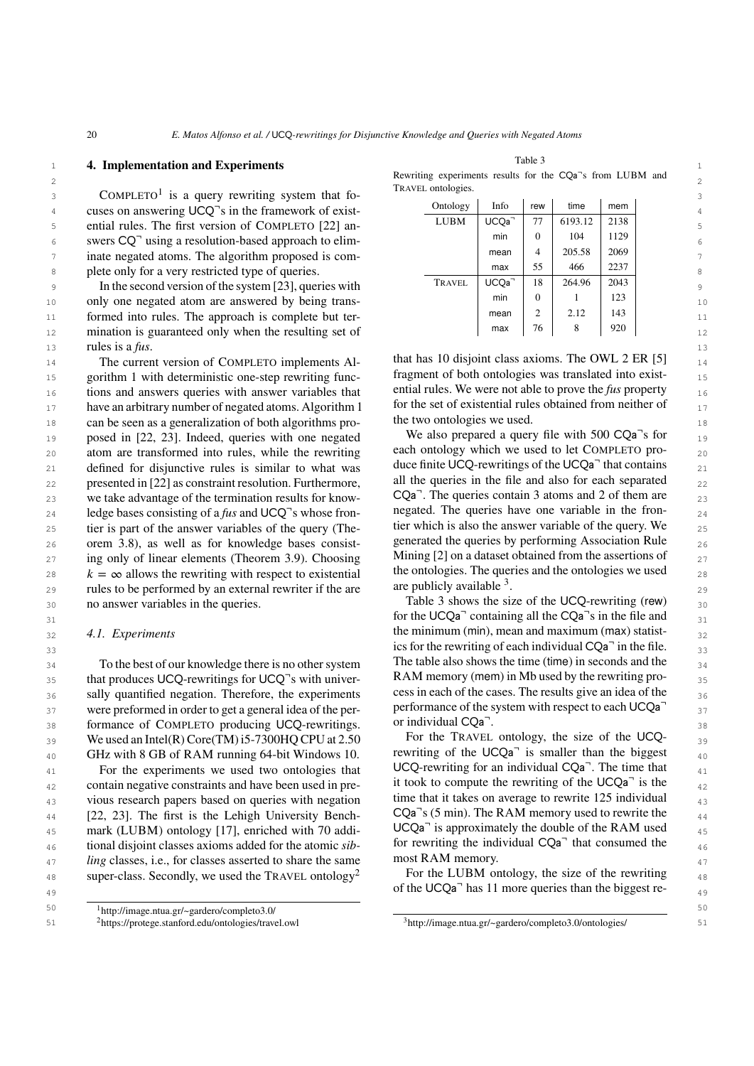## 4. Implementation and Experiments

COMPLETO[1] is a query rewriting system that focuses on answering UCQ¬s in the framework of existential rules. The first version of COMPLETO [22] answers CQ¬ using a resolution-based approach to eliminate negated atoms. The algorithm proposed is complete only for a very restricted type of queries.

In the second version of the system [23], queries with only one negated atom are answered by being transformed into rules. The approach is complete but termination is guaranteed only when the resulting set of rules is a *fus*.

The current version of COMPLETO implements Algorithm 1 with deterministic one-step rewriting functions and answers queries with answer variables that have an arbitrary number of negated atoms. Algorithm 1 can be seen as a generalization of both algorithms proposed in [22, 23]. Indeed, queries with one negated atom are transformed into rules, while the rewriting defined for disjunctive rules is similar to what was presented in [22] as constraint resolution. Furthermore, we take advantage of the termination results for knowledge bases consisting of a *fus* and UCQ¬s whose frontier is part of the answer variables of the query (Theorem 3.8), as well as for knowledge bases consisting only of linear elements (Theorem 3.9). Choosing $k = \infty$ allows the rewriting with respect to existential rules to be performed by an external rewriter if the are no answer variables in the queries.

### 4.1. Experiments

To the best of our knowledge there is no other system that produces UCQ-rewritings for UCQ¬s with universally quantified negation. Therefore, the experiments were preformed in order to get a general idea of the performance of COMPLETO producing UCQ-rewritings. We used an Intel(R) Core(TM) i5-7300HQ CPU at 2.50 GHz with 8 GB of RAM running 64-bit Windows 10.

For the experiments we used two ontologies that contain negative constraints and have been used in previous research papers based on queries with negation [22, 23]. The first is the Lehigh University Benchmark (LUBM) ontology [17], enriched with 70 additional disjoint classes axioms added for the atomic *sibling* classes, i.e., for classes asserted to share the same super-class. Secondly, we used the TRAVEL ontology[2] that has 10 disjoint class axioms. The OWL 2 ER [5] fragment of both ontologies was translated into existential rules. We were not able to prove the *fus* property for the set of existential rules obtained from neither of the two ontologies we used.

We also prepared a query file with 500 CQa¬s for each ontology which we used to let COMPLETO produce finite UCQ-rewritings of the UCQa¬ that contains all the queries in the file and also for each separated CQa¬. The queries contain 3 atoms and 2 of them are negated. The queries have one variable in the frontier which is also the answer variable of the query. We generated the queries by performing Association Rule Mining [2] on a dataset obtained from the assertions of the ontologies. The queries and the ontologies we used are publicly available [3].

Table 3
Rewriting experiments results for the CQa¬s from LUBM and TRAVEL ontologies.

| Ontology | Info | rew | time | mem |
|---|---|---|---|---|
| LUBM | UCQa¬ | 77 | 6193.12 | 2138 |
| | min | 0 | 104 | 1129 |
| | mean | 4 | 205.58 | 2069 |
| | max | 55 | 466 | 2237 |
| TRAVEL | UCQa¬ | 18 | 264.96 | 2043 |
| | min | 0 | 1 | 123 |
| | mean | 2 | 2.12 | 143 |
| | max | 76 | 8 | 920 |

Table 3 shows the size of the UCQ-rewriting (rew) for the UCQa¬ containing all the CQa¬s in the file and the minimum (min), mean and maximum (max) statistics for the rewriting of each individual CQa¬ in the file. The table also shows the time (time) in seconds and the RAM memory (mem) in Mb used by the rewriting process in each of the cases. The results give an idea of the performance of the system with respect to each UCQa¬ or individual CQa¬.

For the TRAVEL ontology, the size of the UCQ-rewriting of the UCQa¬ is smaller than the biggest UCQ-rewriting for an individual CQa¬. The time that it took to compute the rewriting of the UCQa¬ is the time that it takes on average to rewrite 125 individual CQa¬s (5 min). The RAM memory used to rewrite the UCQa¬ is approximately the double of the RAM used for rewriting the individual CQa¬ that consumed the most RAM memory.

For the LUBM ontology, the size of the rewriting of the UCQa¬ has 11 more queries than the biggest re-

[1] http://image.ntua.gr/~gardero/completo3.0/

[2] https://protege.stanford.edu/ontologies/travel.owl

[3] http://image.ntua.gr/~gardero/completo3.0/ontologies/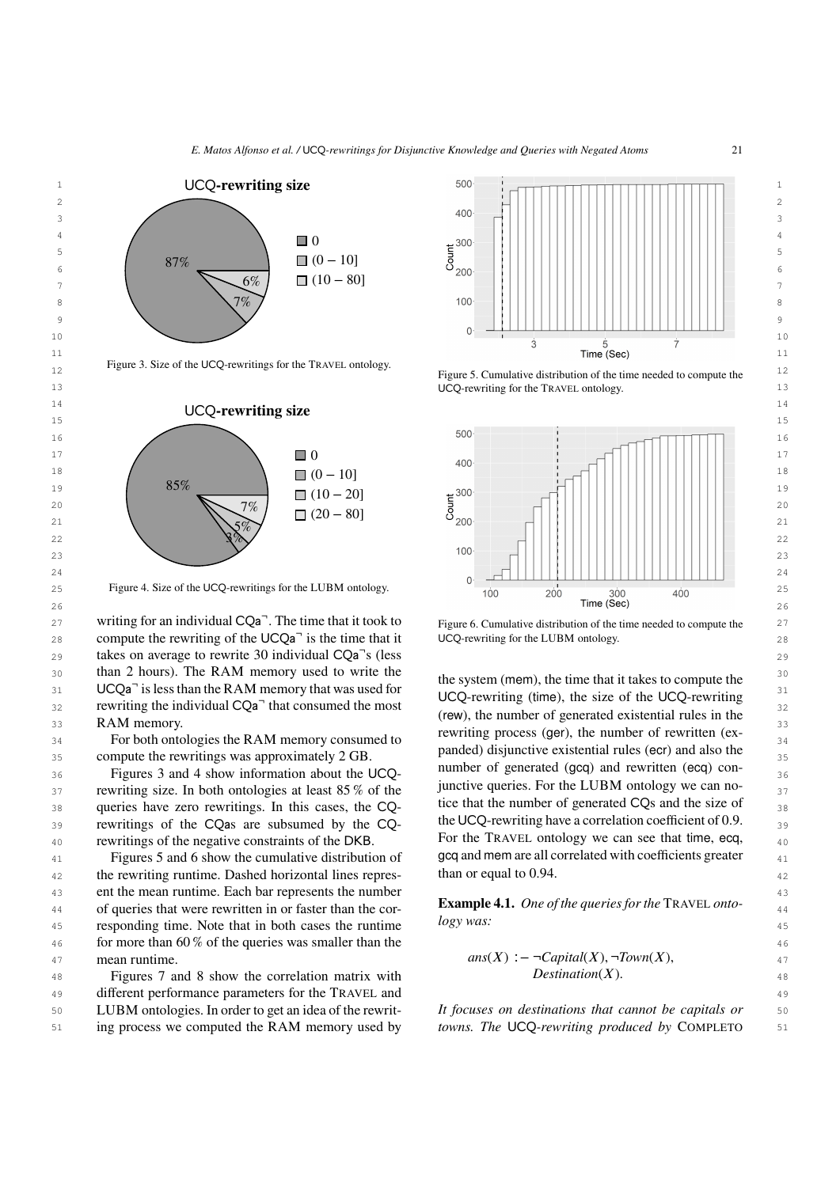Figure 3. Size of the UCQ-rewritings for the TRAVEL ontology.

Figure 4. Size of the UCQ-rewritings for the LUBM ontology.

Figure 5. Cumulative distribution of the time needed to compute the UCQ-rewriting for the TRAVEL ontology.

Figure 6. Cumulative distribution of the time needed to compute the UCQ-rewriting for the LUBM ontology.

writing for an individual $\mathsf{CQa}^{\neg}$. The time that it took to compute the rewriting of the $\mathsf{UCQa}^{\neg}$ is the time that it takes on average to rewrite 30 individual $\mathsf{CQa}^{\neg}$s (less than 2 hours). The RAM memory used to write the $\mathsf{UCQa}^{\neg}$ is less than the RAM memory that was used for rewriting the individual $\mathsf{CQa}^{\neg}$ that consumed the most RAM memory.

For both ontologies the RAM memory consumed to compute the rewritings was approximately 2 GB.

Figures 3 and 4 show information about the UCQ-rewriting size. In both ontologies at least 85 % of the queries have zero rewritings. In this cases, the CQ-rewritings of the CQas are subsumed by the CQ-rewritings of the negative constraints of the DKB.

Figures 5 and 6 show the cumulative distribution of the rewriting runtime. Dashed horizontal lines represent the mean runtime. Each bar represents the number of queries that were rewritten in or faster than the corresponding time. Note that in both cases the runtime for more than 60 % of the queries was smaller than the mean runtime.

Figures 7 and 8 show the correlation matrix with different performance parameters for the TRAVEL and LUBM ontologies. In order to get an idea of the rewriting process we computed the RAM memory used by the system (mem), the time that it takes to compute the UCQ-rewriting (time), the size of the UCQ-rewriting (rew), the number of generated existential rules in the rewriting process (ger), the number of rewritten (expanded) disjunctive existential rules (ecr) and also the number of generated (gcq) and rewritten (ecq) conjunctive queries. For the LUBM ontology we can notice that the number of generated CQs and the size of the UCQ-rewriting have a correlation coefficient of 0.9. For the TRAVEL ontology we can see that time, ecq, gcq and mem are all correlated with coefficients greater than or equal to 0.94.

**Example 4.1.** *One of the queries for the* TRAVEL *ontology was:*

$$ans(X) :- \neg Capital(X), \neg Town(X), Destination(X).$$

*It focuses on destinations that cannot be capitals or towns. The* UCQ*-rewriting produced by* COMPLETO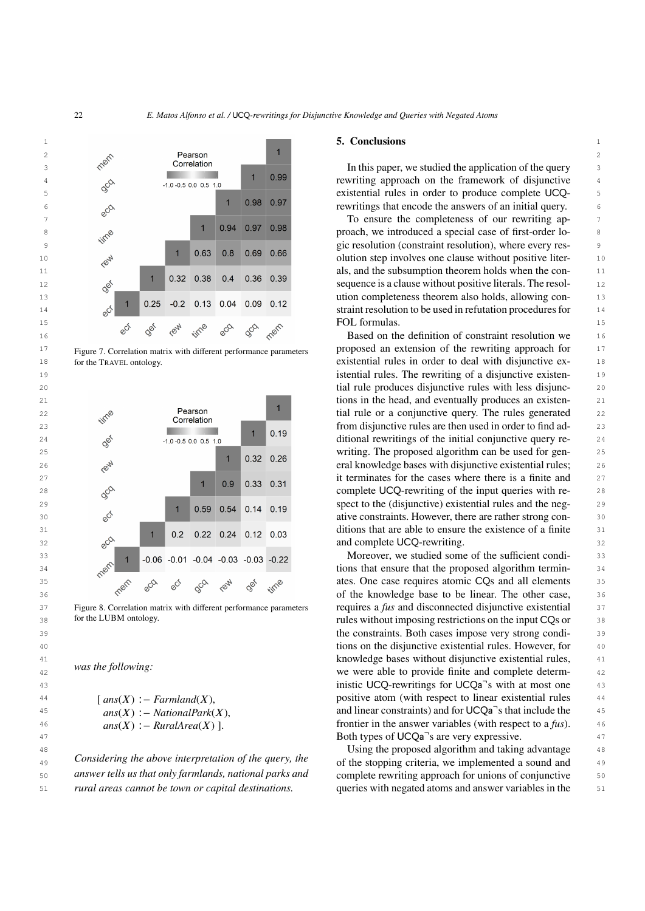Pearson Correlation

-1.0 -0.5 0.0 0.5 1.0

mem 1

gcq 1 0.99

ecq 1 0.98 0.97

time 1 0.94 0.97 0.98

rew 1 0.63 0.8 0.69 0.66

ger 1 0.32 0.38 0.4 0.36 0.39

ecr 1 0.25 -0.2 0.13 0.04 0.09 0.12

ecr ger rew time ecq gcq mem

Figure 7. Correlation matrix with different performance parameters for the TRAVEL ontology.

Pearson Correlation

-1.0 -0.5 0.0 0.5 1.0

time 1

ger 1 0.19

rew 1 0.32 0.26

gcq 1 0.9 0.33 0.31

ecr 1 0.59 0.54 0.14 0.19

ecq 1 0.2 0.22 0.24 0.12 0.03

mem 1 -0.06 -0.01 -0.04 -0.03 -0.03 -0.22

mem ecq ecr gcq rew ger time

Figure 8. Correlation matrix with different performance parameters for the LUBM ontology.

*was the following:*

$$
\begin{aligned}
[\ & ans(X) :- Farmland(X),\\
& ans(X) :- NationalPark(X),\\
& ans(X) :- RuralArea(X)\ ].
\end{aligned}
$$

*Considering the above interpretation of the query, the answer tells us that only farmlands, national parks and rural areas cannot be town or capital destinations.*

## 5. Conclusions

In this paper, we studied the application of the query rewriting approach on the framework of disjunctive existential rules in order to produce complete UCQ-rewritings that encode the answers of an initial query.

To ensure the completeness of our rewriting approach, we introduced a special case of first-order logic resolution (constraint resolution), where every resolution step involves one clause without positive literals, and the subsumption theorem holds when the consequence is a clause without positive literals. The resolution completeness theorem also holds, allowing constraint resolution to be used in refutation procedures for FOL formulas.

Based on the definition of constraint resolution we proposed an extension of the rewriting approach for existential rules in order to deal with disjunctive existential rules. The rewriting of a disjunctive existential rule produces disjunctive rules with less disjunctions in the head, and eventually produces an existential rule or a conjunctive query. The rules generated from disjunctive rules are then used in order to find additional rewritings of the initial conjunctive query rewriting. The proposed algorithm can be used for general knowledge bases with disjunctive existential rules; it terminates for the cases where there is a finite and complete UCQ-rewriting of the input queries with respect to the (disjunctive) existential rules and the negative constraints. However, there are rather strong conditions that are able to ensure the existence of a finite and complete UCQ-rewriting.

Moreover, we studied some of the sufficient conditions that ensure that the proposed algorithm terminates. One case requires atomic CQs and all elements of the knowledge base to be linear. The other case, requires a *fus* and disconnected disjunctive existential rules without imposing restrictions on the input CQs or the constraints. Both cases impose very strong conditions on the disjunctive existential rules. However, for knowledge bases without disjunctive existential rules, we were able to provide finite and complete deterministic UCQ-rewritings for UCQa¬s with at most one positive atom (with respect to linear existential rules and linear constraints) and for UCQa¬s that include the frontier in the answer variables (with respect to a *fus*). Both types of UCQa¬s are very expressive.

Using the proposed algorithm and taking advantage of the stopping criteria, we implemented a sound and complete rewriting approach for unions of conjunctive queries with negated atoms and answer variables in the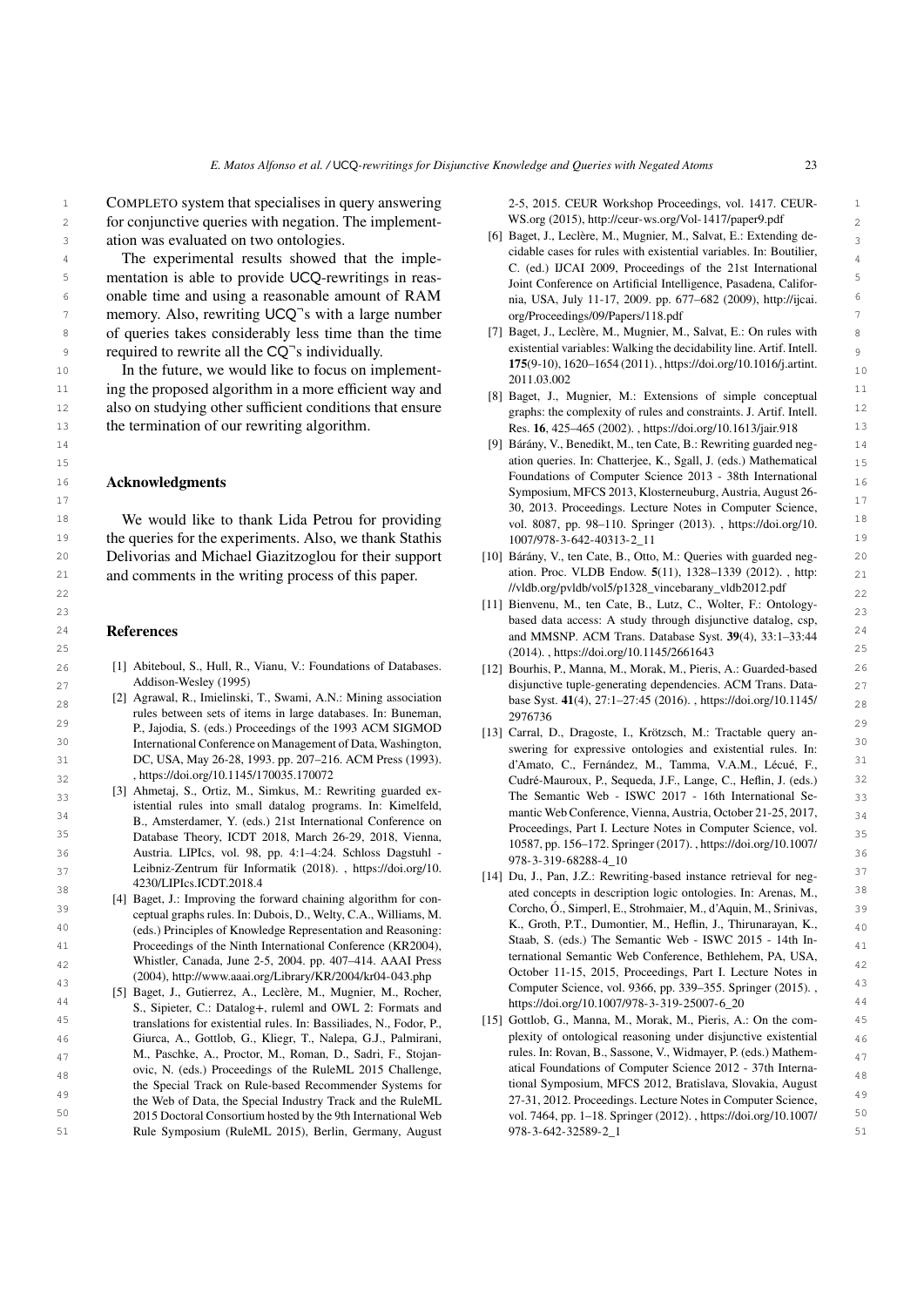COMPLETO system that specialises in query answering for conjunctive queries with negation. The implementation was evaluated on two ontologies.

The experimental results showed that the implementation is able to provide UCQ-rewritings in reasonable time and using a reasonable amount of RAM memory. Also, rewriting UCQ$^\neg$s with a large number of queries takes considerably less time than the time required to rewrite all the CQ$^\neg$s individually.

In the future, we would like to focus on implementing the proposed algorithm in a more efficient way and also on studying other sufficient conditions that ensure the termination of our rewriting algorithm.

## Acknowledgments

We would like to thank Lida Petrou for providing the queries for the experiments. Also, we thank Stathis Delivorias and Michael Giazitzoglou for their support and comments in the writing process of this paper.

## References

[1] Abiteboul, S., Hull, R., Vianu, V.: Foundations of Databases. Addison-Wesley (1995)

[2] Agrawal, R., Imielinski, T., Swami, A.N.: Mining association rules between sets of items in large databases. In: Buneman, P., Jajodia, S. (eds.) Proceedings of the 1993 ACM SIGMOD International Conference on Management of Data, Washington, DC, USA, May 26-28, 1993. pp. 207–216. ACM Press (1993). , https://doi.org/10.1145/170035.170072

[3] Ahmetaj, S., Ortiz, M., Simkus, M.: Rewriting guarded existential rules into small datalog programs. In: Kimelfeld, B., Amsterdamer, Y. (eds.) 21st International Conference on Database Theory, ICDT 2018, March 26-29, 2018, Vienna, Austria. LIPIcs, vol. 98, pp. 4:1–4:24. Schloss Dagstuhl - Leibniz-Zentrum für Informatik (2018). , https://doi.org/10.4230/LIPIcs.ICDT.2018.4

[4] Baget, J.: Improving the forward chaining algorithm for conceptual graphs rules. In: Dubois, D., Welty, C.A., Williams, M. (eds.) Principles of Knowledge Representation and Reasoning: Proceedings of the Ninth International Conference (KR2004), Whistler, Canada, June 2-5, 2004. pp. 407–414. AAAI Press (2004), http://www.aaai.org/Library/KR/2004/kr04-043.php

[5] Baget, J., Gutierrez, A., Leclère, M., Mugnier, M., Rocher, S., Sipieter, C.: Datalog+, ruleml and OWL 2: Formats and translations for existential rules. In: Bassiliades, N., Fodor, P., Giurca, A., Gottlob, G., Kliegr, T., Nalepa, G.J., Palmirani, M., Paschke, A., Proctor, M., Roman, D., Sadri, F., Stojanovic, N. (eds.) Proceedings of the RuleML 2015 Challenge, the Special Track on Rule-based Recommender Systems for the Web of Data, the Special Industry Track and the RuleML 2015 Doctoral Consortium hosted by the 9th International Web Rule Symposium (RuleML 2015), Berlin, Germany, August 2-5, 2015. CEUR Workshop Proceedings, vol. 1417. CEUR-WS.org (2015), http://ceur-ws.org/Vol-1417/paper9.pdf

[6] Baget, J., Leclère, M., Mugnier, M., Salvat, E.: Extending decidable cases for rules with existential variables. In: Boutilier, C. (ed.) IJCAI 2009, Proceedings of the 21st International Joint Conference on Artificial Intelligence, Pasadena, California, USA, July 11-17, 2009. pp. 677–682 (2009), http://ijcai.org/Proceedings/09/Papers/118.pdf

[7] Baget, J., Leclère, M., Mugnier, M., Salvat, E.: On rules with existential variables: Walking the decidability line. Artif. Intell. **175**(9-10), 1620–1654 (2011). , https://doi.org/10.1016/j.artint.2011.03.002

[8] Baget, J., Mugnier, M.: Extensions of simple conceptual graphs: the complexity of rules and constraints. J. Artif. Intell. Res. **16**, 425–465 (2002). , https://doi.org/10.1613/jair.918

[9] Bárány, V., Benedikt, M., ten Cate, B.: Rewriting guarded negation queries. In: Chatterjee, K., Sgall, J. (eds.) Mathematical Foundations of Computer Science 2013 - 38th International Symposium, MFCS 2013, Klosterneuburg, Austria, August 26-30, 2013. Proceedings. Lecture Notes in Computer Science, vol. 8087, pp. 98–110. Springer (2013). , https://doi.org/10.1007/978-3-642-40313-2_11

[10] Bárány, V., ten Cate, B., Otto, M.: Queries with guarded negation. Proc. VLDB Endow. **5**(11), 1328–1339 (2012). , http://vldb.org/pvldb/vol5/p1328_vincebarany_vldb2012.pdf

[11] Bienvenu, M., ten Cate, B., Lutz, C., Wolter, F.: Ontology-based data access: A study through disjunctive datalog, csp, and MMSNP. ACM Trans. Database Syst. **39**(4), 33:1–33:44 (2014). , https://doi.org/10.1145/2661643

[12] Bourhis, P., Manna, M., Morak, M., Pieris, A.: Guarded-based disjunctive tuple-generating dependencies. ACM Trans. Database Syst. **41**(4), 27:1–27:45 (2016). , https://doi.org/10.1145/2976736

[13] Carral, D., Dragoste, I., Krötzsch, M.: Tractable query answering for expressive ontologies and existential rules. In: d'Amato, C., Fernández, M., Tamma, V.A.M., Lécué, F., Cudré-Mauroux, P., Sequeda, J.F., Lange, C., Heflin, J. (eds.) The Semantic Web - ISWC 2017 - 16th International Semantic Web Conference, Vienna, Austria, October 21-25, 2017, Proceedings, Part I. Lecture Notes in Computer Science, vol. 10587, pp. 156–172. Springer (2017). , https://doi.org/10.1007/978-3-319-68288-4_10

[14] Du, J., Pan, J.Z.: Rewriting-based instance retrieval for negated concepts in description logic ontologies. In: Arenas, M., Corcho, Ó., Simperl, E., Strohmaier, M., d'Aquin, M., Srinivas, K., Groth, P.T., Dumontier, M., Heflin, J., Thirunarayan, K., Staab, S. (eds.) The Semantic Web - ISWC 2015 - 14th International Semantic Web Conference, Bethlehem, PA, USA, October 11-15, 2015, Proceedings, Part I. Lecture Notes in Computer Science, vol. 9366, pp. 339–355. Springer (2015). , https://doi.org/10.1007/978-3-319-25007-6_20

[15] Gottlob, G., Manna, M., Morak, M., Pieris, A.: On the complexity of ontological reasoning under disjunctive existential rules. In: Rovan, B., Sassone, V., Widmayer, P. (eds.) Mathematical Foundations of Computer Science 2012 - 37th International Symposium, MFCS 2012, Bratislava, Slovakia, August 27-31, 2012. Proceedings. Lecture Notes in Computer Science, vol. 7464, pp. 1–18. Springer (2012). , https://doi.org/10.1007/978-3-642-32589-2_1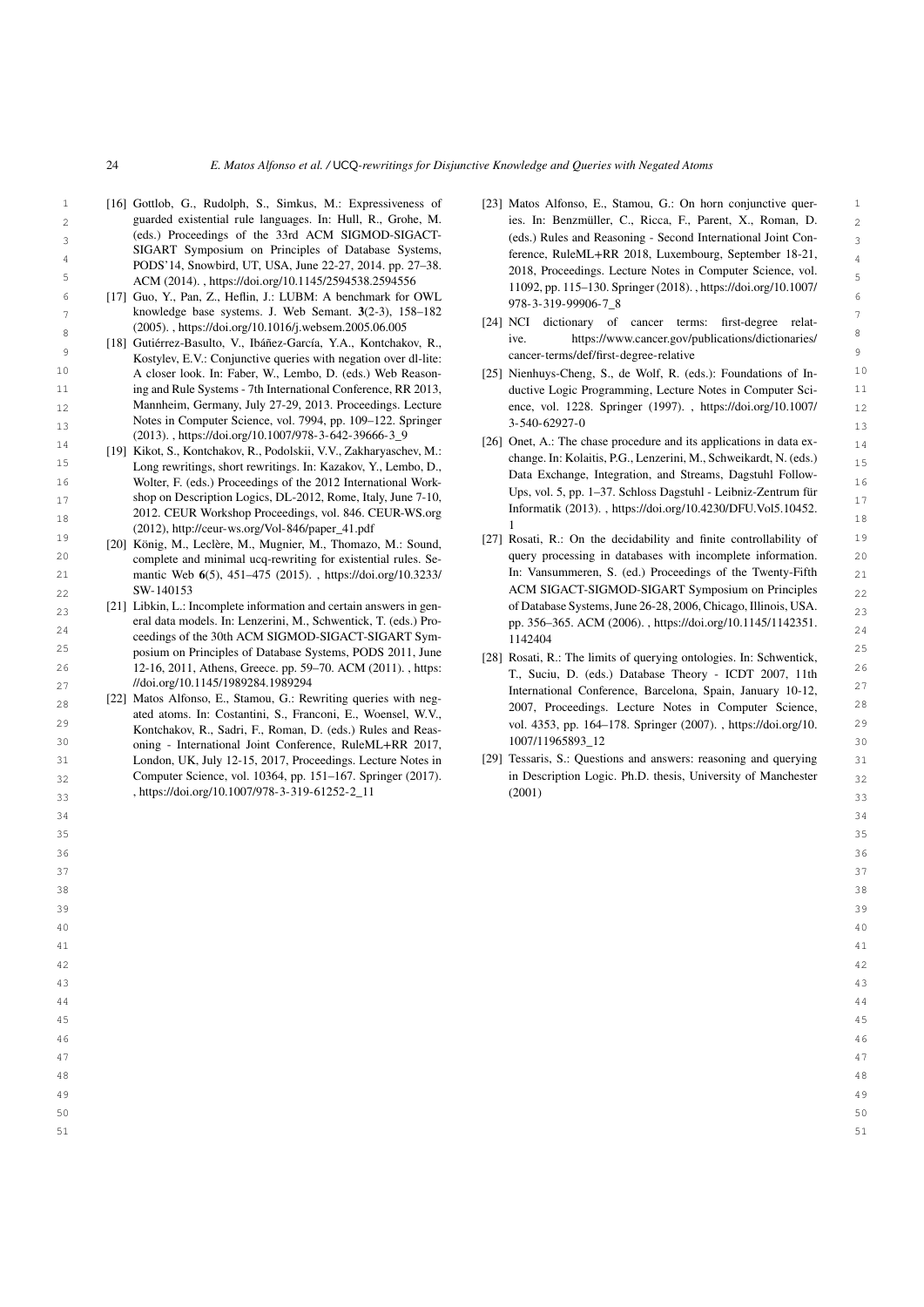[16] Gottlob, G., Rudolph, S., Simkus, M.: Expressiveness of guarded existential rule languages. In: Hull, R., Grohe, M. (eds.) Proceedings of the 33rd ACM SIGMOD-SIGACT-SIGART Symposium on Principles of Database Systems, PODS'14, Snowbird, UT, USA, June 22-27, 2014. pp. 27–38. ACM (2014). , https://doi.org/10.1145/2594538.2594556

[17] Guo, Y., Pan, Z., Heflin, J.: LUBM: A benchmark for OWL knowledge base systems. J. Web Semant. **3**(2-3), 158–182 (2005). , https://doi.org/10.1016/j.websem.2005.06.005

[18] Gutiérrez-Basulto, V., Ibáñez-García, Y.A., Kontchakov, R., Kostylev, E.V.: Conjunctive queries with negation over dl-lite: A closer look. In: Faber, W., Lembo, D. (eds.) Web Reasoning and Rule Systems - 7th International Conference, RR 2013, Mannheim, Germany, July 27-29, 2013. Proceedings. Lecture Notes in Computer Science, vol. 7994, pp. 109–122. Springer (2013). , https://doi.org/10.1007/978-3-642-39666-3_9

[19] Kikot, S., Kontchakov, R., Podolskii, V.V., Zakharyaschev, M.: Long rewritings, short rewritings. In: Kazakov, Y., Lembo, D., Wolter, F. (eds.) Proceedings of the 2012 International Workshop on Description Logics, DL-2012, Rome, Italy, June 7-10, 2012. CEUR Workshop Proceedings, vol. 846. CEUR-WS.org (2012), http://ceur-ws.org/Vol-846/paper_41.pdf

[20] König, M., Leclère, M., Mugnier, M., Thomazo, M.: Sound, complete and minimal ucq-rewriting for existential rules. Semantic Web **6**(5), 451–475 (2015). , https://doi.org/10.3233/SW-140153

[21] Libkin, L.: Incomplete information and certain answers in general data models. In: Lenzerini, M., Schwentick, T. (eds.) Proceedings of the 30th ACM SIGMOD-SIGACT-SIGART Symposium on Principles of Database Systems, PODS 2011, June 12-16, 2011, Athens, Greece. pp. 59–70. ACM (2011). , https://doi.org/10.1145/1989284.1989294

[22] Matos Alfonso, E., Stamou, G.: Rewriting queries with negated atoms. In: Costantini, S., Franconi, E., Woensel, W.V., Kontchakov, R., Sadri, F., Roman, D. (eds.) Rules and Reasoning - International Joint Conference, RuleML+RR 2017, London, UK, July 12-15, 2017, Proceedings. Lecture Notes in Computer Science, vol. 10364, pp. 151–167. Springer (2017). , https://doi.org/10.1007/978-3-319-61252-2_11

[23] Matos Alfonso, E., Stamou, G.: On horn conjunctive queries. In: Benzmüller, C., Ricca, F., Parent, X., Roman, D. (eds.) Rules and Reasoning - Second International Joint Conference, RuleML+RR 2018, Luxembourg, September 18-21, 2018, Proceedings. Lecture Notes in Computer Science, vol. 11092, pp. 115–130. Springer (2018). , https://doi.org/10.1007/978-3-319-99906-7_8

[24] NCI dictionary of cancer terms: first-degree relative. https://www.cancer.gov/publications/dictionaries/cancer-terms/def/first-degree-relative

[25] Nienhuys-Cheng, S., de Wolf, R. (eds.): Foundations of Inductive Logic Programming, Lecture Notes in Computer Science, vol. 1228. Springer (1997). , https://doi.org/10.1007/3-540-62927-0

[26] Onet, A.: The chase procedure and its applications in data exchange. In: Kolaitis, P.G., Lenzerini, M., Schweikardt, N. (eds.) Data Exchange, Integration, and Streams, Dagstuhl Follow-Ups, vol. 5, pp. 1–37. Schloss Dagstuhl - Leibniz-Zentrum für Informatik (2013). , https://doi.org/10.4230/DFU.Vol5.10452.1

[27] Rosati, R.: On the decidability and finite controllability of query processing in databases with incomplete information. In: Vansummeren, S. (ed.) Proceedings of the Twenty-Fifth ACM SIGACT-SIGMOD-SIGART Symposium on Principles of Database Systems, June 26-28, 2006, Chicago, Illinois, USA. pp. 356–365. ACM (2006). , https://doi.org/10.1145/1142351.1142404

[28] Rosati, R.: The limits of querying ontologies. In: Schwentick, T., Suciu, D. (eds.) Database Theory - ICDT 2007, 11th International Conference, Barcelona, Spain, January 10-12, 2007, Proceedings. Lecture Notes in Computer Science, vol. 4353, pp. 164–178. Springer (2007). , https://doi.org/10.1007/11965893_12

[29] Tessaris, S.: Questions and answers: reasoning and querying in Description Logic. Ph.D. thesis, University of Manchester (2001)